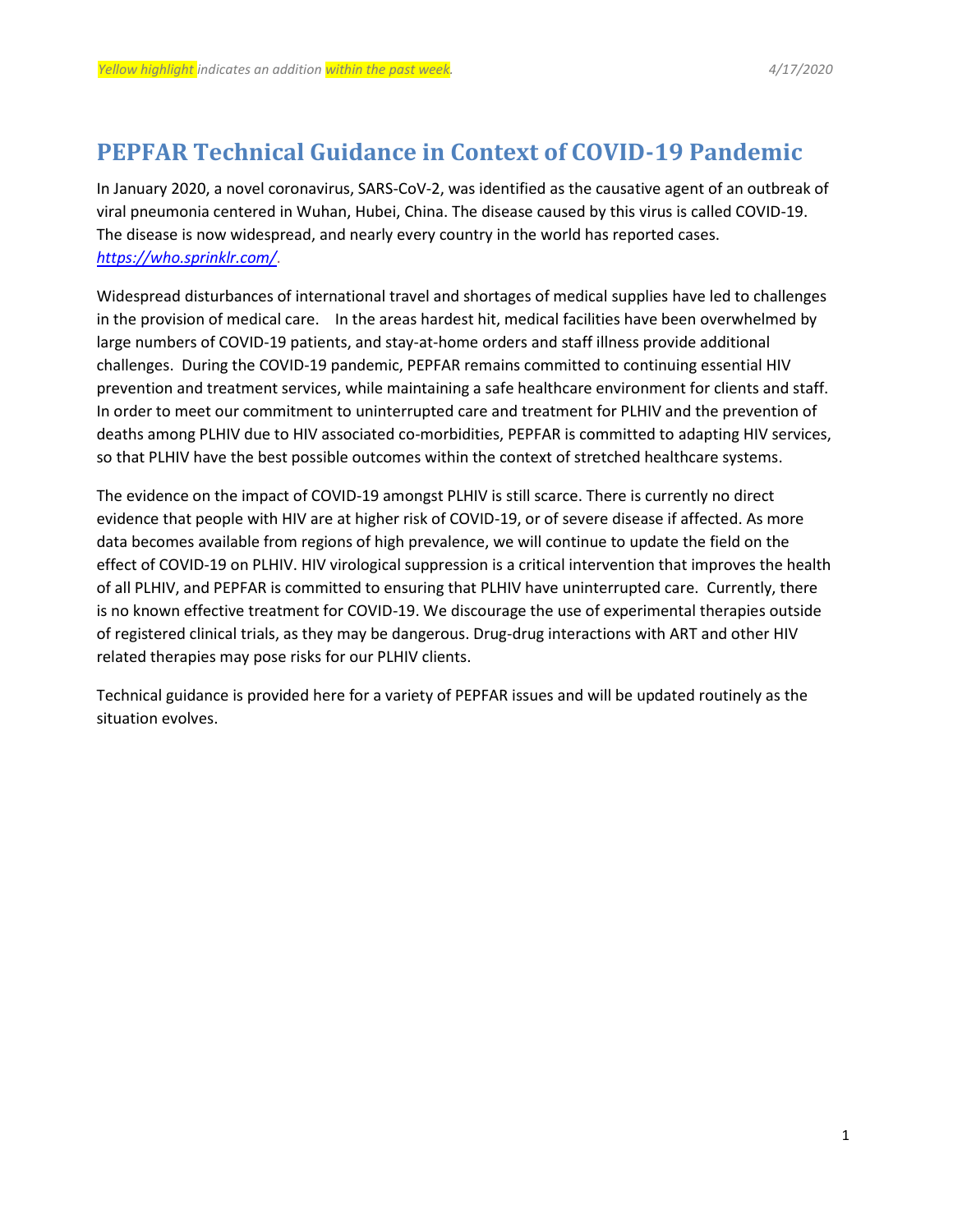# PEPFAR Technical Guidance in Context of COVID-19 Pandemic

In January 2020, a novel coronavirus, SARS-CoV-2, was identified as the causative agent of an outbreak of viral pneumonia centered in Wuhan, Hubei, China. The disease caused by this virus is called COVID-19. The disease is now widespread, and nearly every country in the world has reported cases. *https://who.sprinklr.com/*.

Widespread disturbances of international travel and shortages of medical supplies have led to challenges in the provision of medical care. In the areas hardest hit, medical facilities have been overwhelmed by large numbers of COVID-19 patients, and stay-at-home orders and staff illness provide additional challenges. During the COVID-19 pandemic, PEPFAR remains committed to continuing essential HIV prevention and treatment services, while maintaining a safe healthcare environment for clients and staff. In order to meet our commitment to uninterrupted care and treatment for PLHIV and the prevention of deaths among PLHIV due to HIV associated co-morbidities, PEPFAR is committed to adapting HIV services, so that PLHIV have the best possible outcomes within the context of stretched healthcare systems.

The evidence on the impact of COVID-19 amongst PLHIV is still scarce. There is currently no direct evidence that people with HIV are at higher risk of COVID-19, or of severe disease if affected. As more data becomes available from regions of high prevalence, we will continue to update the field on the effect of COVID-19 on PLHIV. HIV virological suppression is a critical intervention that improves the health of all PLHIV, and PEPFAR is committed to ensuring that PLHIV have uninterrupted care. Currently, there is no known effective treatment for COVID-19. We discourage the use of experimental therapies outside of registered clinical trials, as they may be dangerous. Drug-drug interactions with ART and other HIV related therapies may pose risks for our PLHIV clients.

Technical guidance is provided here for a variety of PEPFAR issues and will be updated routinely as the situation evolves.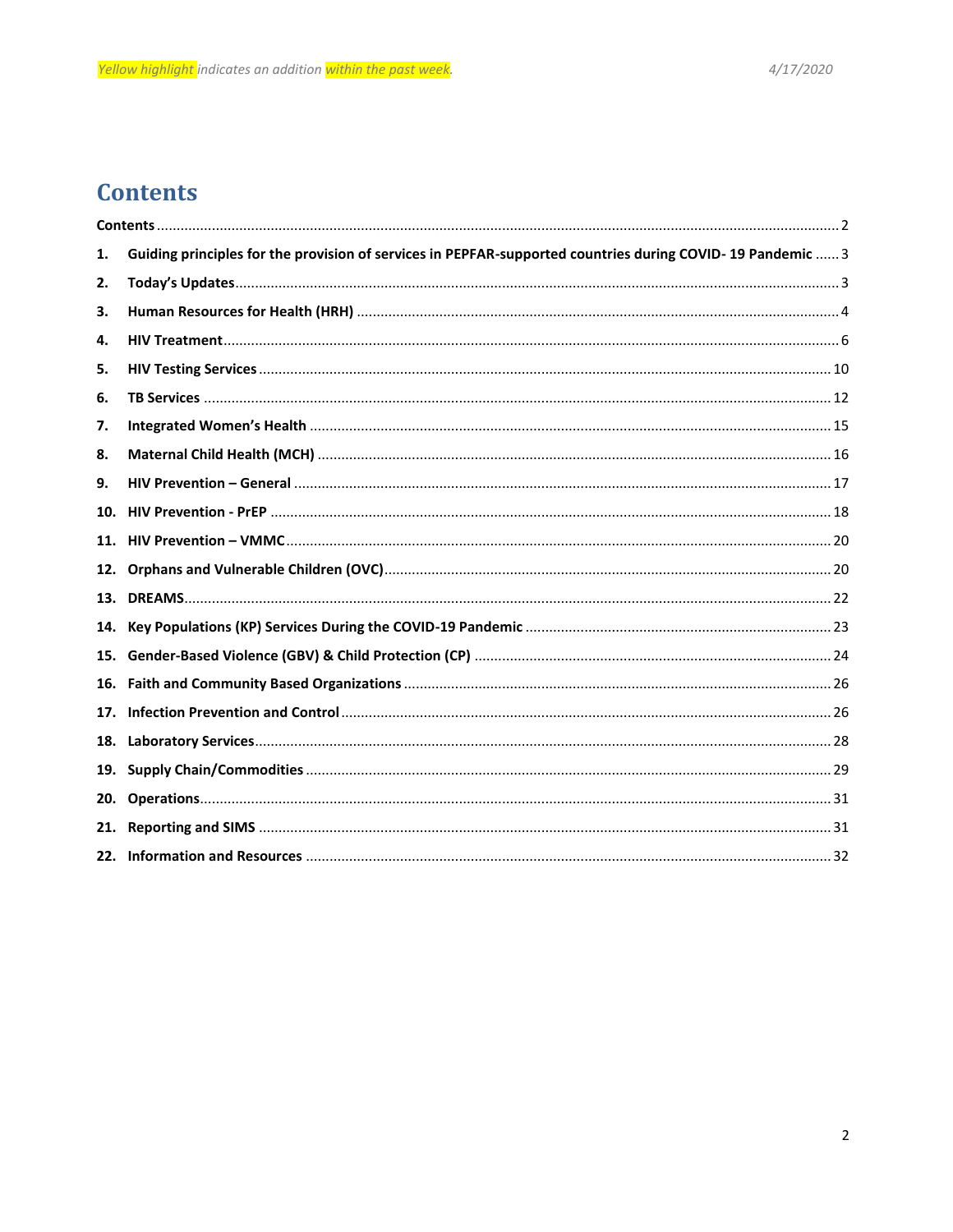# Contents

Contents ........ 2

1. Guiding principles for the provision of services in PEPFAR-supported countries during COVID- 19 Pandemic ........ 3
2. Today's Updates ........ 3
3. Human Resources for Health (HRH) ........ 4
4. HIV Treatment ........ 6
5. HIV Testing Services ........ 10
6. TB Services ........ 12
7. Integrated Women's Health ........ 15
8. Maternal Child Health (MCH) ........ 16
9. HIV Prevention – General ........ 17
10. HIV Prevention - PrEP ........ 18
11. HIV Prevention – VMMC ........ 20
12. Orphans and Vulnerable Children (OVC) ........ 20
13. DREAMS ........ 22
14. Key Populations (KP) Services During the COVID-19 Pandemic ........ 23
15. Gender-Based Violence (GBV) & Child Protection (CP) ........ 24
16. Faith and Community Based Organizations ........ 26
17. Infection Prevention and Control ........ 26
18. Laboratory Services ........ 28
19. Supply Chain/Commodities ........ 29
20. Operations ........ 31
21. Reporting and SIMS ........ 31
22. Information and Resources ........ 32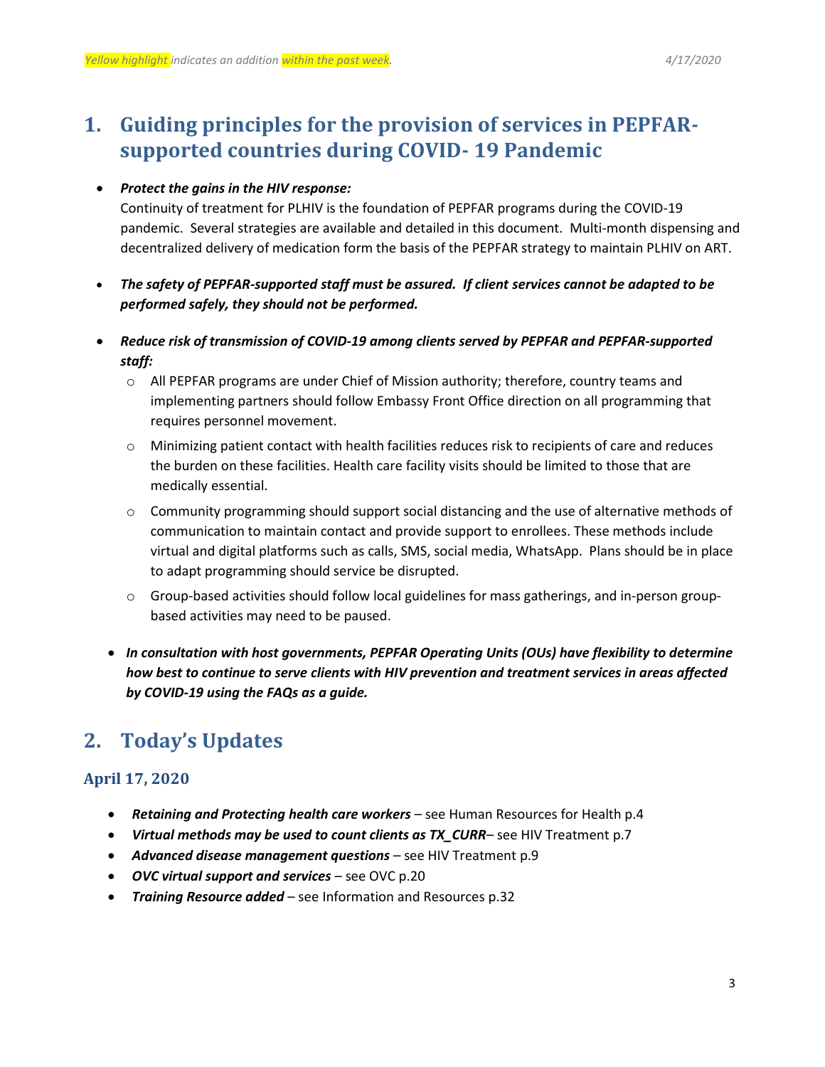## 1. Guiding principles for the provision of services in PEPFAR-supported countries during COVID- 19 Pandemic

- ***Protect the gains in the HIV response:***
  Continuity of treatment for PLHIV is the foundation of PEPFAR programs during the COVID-19 pandemic. Several strategies are available and detailed in this document. Multi-month dispensing and decentralized delivery of medication form the basis of the PEPFAR strategy to maintain PLHIV on ART.

- ***The safety of PEPFAR-supported staff must be assured. If client services cannot be adapted to be performed safely, they should not be performed.***

- ***Reduce risk of transmission of COVID-19 among clients served by PEPFAR and PEPFAR-supported staff:***
  - All PEPFAR programs are under Chief of Mission authority; therefore, country teams and implementing partners should follow Embassy Front Office direction on all programming that requires personnel movement.
  - Minimizing patient contact with health facilities reduces risk to recipients of care and reduces the burden on these facilities. Health care facility visits should be limited to those that are medically essential.
  - Community programming should support social distancing and the use of alternative methods of communication to maintain contact and provide support to enrollees. These methods include virtual and digital platforms such as calls, SMS, social media, WhatsApp. Plans should be in place to adapt programming should service be disrupted.
  - Group-based activities should follow local guidelines for mass gatherings, and in-person group-based activities may need to be paused.

- ***In consultation with host governments, PEPFAR Operating Units (OUs) have flexibility to determine how best to continue to serve clients with HIV prevention and treatment services in areas affected by COVID-19 using the FAQs as a guide.***

## 2. Today's Updates

### April 17, 2020

- ***Retaining and Protecting health care workers*** – see Human Resources for Health p.4
- ***Virtual methods may be used to count clients as TX_CURR***– see HIV Treatment p.7
- ***Advanced disease management questions*** – see HIV Treatment p.9
- ***OVC virtual support and services*** – see OVC p.20
- ***Training Resource added*** – see Information and Resources p.32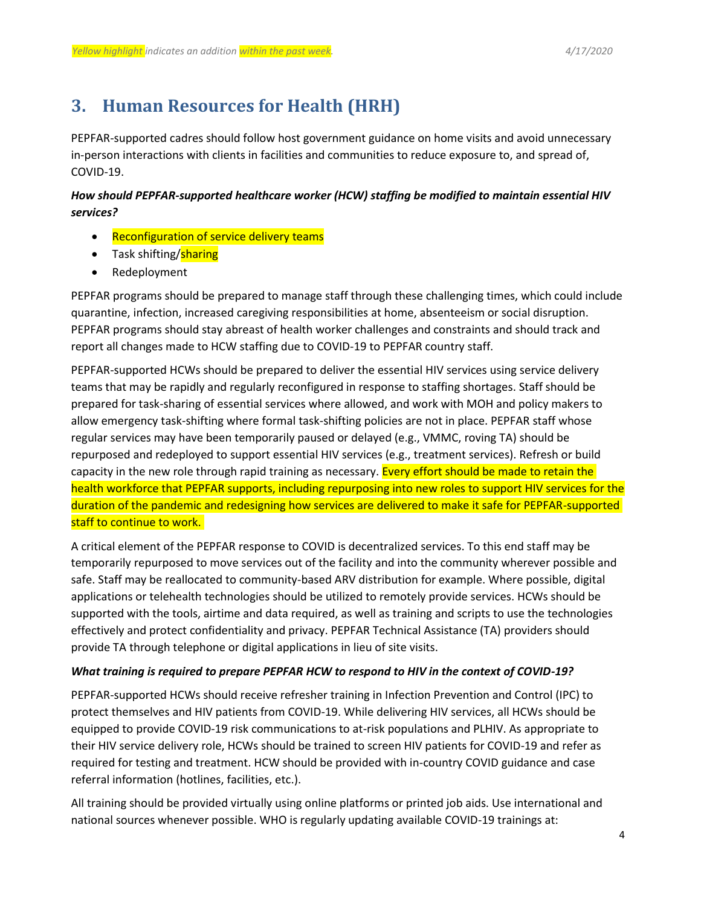## 3. Human Resources for Health (HRH)

PEPFAR-supported cadres should follow host government guidance on home visits and avoid unnecessary in-person interactions with clients in facilities and communities to reduce exposure to, and spread of, COVID-19.

***How should PEPFAR-supported healthcare worker (HCW) staffing be modified to maintain essential HIV services?***

- Reconfiguration of service delivery teams
- Task shifting/sharing
- Redeployment

PEPFAR programs should be prepared to manage staff through these challenging times, which could include quarantine, infection, increased caregiving responsibilities at home, absenteeism or social disruption. PEPFAR programs should stay abreast of health worker challenges and constraints and should track and report all changes made to HCW staffing due to COVID-19 to PEPFAR country staff.

PEPFAR-supported HCWs should be prepared to deliver the essential HIV services using service delivery teams that may be rapidly and regularly reconfigured in response to staffing shortages. Staff should be prepared for task-sharing of essential services where allowed, and work with MOH and policy makers to allow emergency task-shifting where formal task-shifting policies are not in place. PEPFAR staff whose regular services may have been temporarily paused or delayed (e.g., VMMC, roving TA) should be repurposed and redeployed to support essential HIV services (e.g., treatment services). Refresh or build capacity in the new role through rapid training as necessary. Every effort should be made to retain the health workforce that PEPFAR supports, including repurposing into new roles to support HIV services for the duration of the pandemic and redesigning how services are delivered to make it safe for PEPFAR-supported staff to continue to work.

A critical element of the PEPFAR response to COVID is decentralized services. To this end staff may be temporarily repurposed to move services out of the facility and into the community wherever possible and safe. Staff may be reallocated to community-based ARV distribution for example. Where possible, digital applications or telehealth technologies should be utilized to remotely provide services. HCWs should be supported with the tools, airtime and data required, as well as training and scripts to use the technologies effectively and protect confidentiality and privacy. PEPFAR Technical Assistance (TA) providers should provide TA through telephone or digital applications in lieu of site visits.

***What training is required to prepare PEPFAR HCW to respond to HIV in the context of COVID-19?***

PEPFAR-supported HCWs should receive refresher training in Infection Prevention and Control (IPC) to protect themselves and HIV patients from COVID-19. While delivering HIV services, all HCWs should be equipped to provide COVID-19 risk communications to at-risk populations and PLHIV. As appropriate to their HIV service delivery role, HCWs should be trained to screen HIV patients for COVID-19 and refer as required for testing and treatment. HCW should be provided with in-country COVID guidance and case referral information (hotlines, facilities, etc.).

All training should be provided virtually using online platforms or printed job aids. Use international and national sources whenever possible. WHO is regularly updating available COVID-19 trainings at: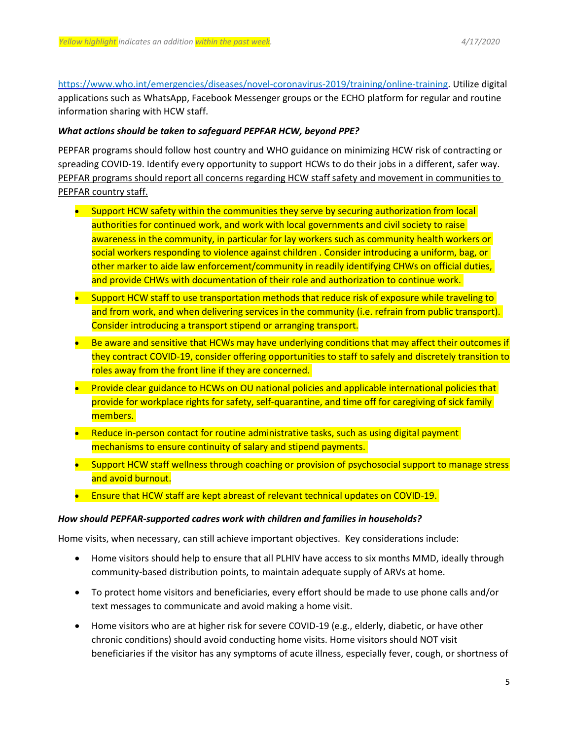https://www.who.int/emergencies/diseases/novel-coronavirus-2019/training/online-training. Utilize digital applications such as WhatsApp, Facebook Messenger groups or the ECHO platform for regular and routine information sharing with HCW staff.

***What actions should be taken to safeguard PEPFAR HCW, beyond PPE?***

PEPFAR programs should follow host country and WHO guidance on minimizing HCW risk of contracting or spreading COVID-19. Identify every opportunity to support HCWs to do their jobs in a different, safer way. PEPFAR programs should report all concerns regarding HCW staff safety and movement in communities to PEPFAR country staff.

- Support HCW safety within the communities they serve by securing authorization from local authorities for continued work, and work with local governments and civil society to raise awareness in the community, in particular for lay workers such as community health workers or social workers responding to violence against children . Consider introducing a uniform, bag, or other marker to aide law enforcement/community in readily identifying CHWs on official duties, and provide CHWs with documentation of their role and authorization to continue work.
- Support HCW staff to use transportation methods that reduce risk of exposure while traveling to and from work, and when delivering services in the community (i.e. refrain from public transport). Consider introducing a transport stipend or arranging transport.
- Be aware and sensitive that HCWs may have underlying conditions that may affect their outcomes if they contract COVID-19, consider offering opportunities to staff to safely and discretely transition to roles away from the front line if they are concerned.
- Provide clear guidance to HCWs on OU national policies and applicable international policies that provide for workplace rights for safety, self-quarantine, and time off for caregiving of sick family members.
- Reduce in-person contact for routine administrative tasks, such as using digital payment mechanisms to ensure continuity of salary and stipend payments.
- Support HCW staff wellness through coaching or provision of psychosocial support to manage stress and avoid burnout.
- Ensure that HCW staff are kept abreast of relevant technical updates on COVID-19.

***How should PEPFAR-supported cadres work with children and families in households?***

Home visits, when necessary, can still achieve important objectives. Key considerations include:

- Home visitors should help to ensure that all PLHIV have access to six months MMD, ideally through community-based distribution points, to maintain adequate supply of ARVs at home.
- To protect home visitors and beneficiaries, every effort should be made to use phone calls and/or text messages to communicate and avoid making a home visit.
- Home visitors who are at higher risk for severe COVID-19 (e.g., elderly, diabetic, or have other chronic conditions) should avoid conducting home visits. Home visitors should NOT visit beneficiaries if the visitor has any symptoms of acute illness, especially fever, cough, or shortness of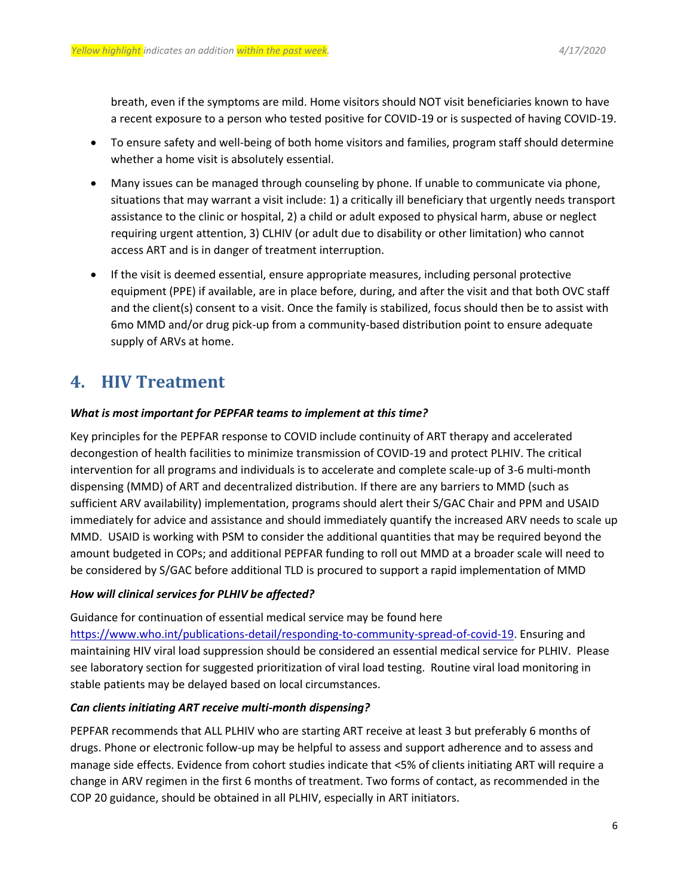breath, even if the symptoms are mild. Home visitors should NOT visit beneficiaries known to have a recent exposure to a person who tested positive for COVID-19 or is suspected of having COVID-19.

- To ensure safety and well-being of both home visitors and families, program staff should determine whether a home visit is absolutely essential.
- Many issues can be managed through counseling by phone. If unable to communicate via phone, situations that may warrant a visit include: 1) a critically ill beneficiary that urgently needs transport assistance to the clinic or hospital, 2) a child or adult exposed to physical harm, abuse or neglect requiring urgent attention, 3) CLHIV (or adult due to disability or other limitation) who cannot access ART and is in danger of treatment interruption.
- If the visit is deemed essential, ensure appropriate measures, including personal protective equipment (PPE) if available, are in place before, during, and after the visit and that both OVC staff and the client(s) consent to a visit. Once the family is stabilized, focus should then be to assist with 6mo MMD and/or drug pick-up from a community-based distribution point to ensure adequate supply of ARVs at home.

# 4. HIV Treatment

***What is most important for PEPFAR teams to implement at this time?***

Key principles for the PEPFAR response to COVID include continuity of ART therapy and accelerated decongestion of health facilities to minimize transmission of COVID-19 and protect PLHIV. The critical intervention for all programs and individuals is to accelerate and complete scale-up of 3-6 multi-month dispensing (MMD) of ART and decentralized distribution. If there are any barriers to MMD (such as sufficient ARV availability) implementation, programs should alert their S/GAC Chair and PPM and USAID immediately for advice and assistance and should immediately quantify the increased ARV needs to scale up MMD. USAID is working with PSM to consider the additional quantities that may be required beyond the amount budgeted in COPs; and additional PEPFAR funding to roll out MMD at a broader scale will need to be considered by S/GAC before additional TLD is procured to support a rapid implementation of MMD

***How will clinical services for PLHIV be affected?***

Guidance for continuation of essential medical service may be found here https://www.who.int/publications-detail/responding-to-community-spread-of-covid-19. Ensuring and maintaining HIV viral load suppression should be considered an essential medical service for PLHIV. Please see laboratory section for suggested prioritization of viral load testing. Routine viral load monitoring in stable patients may be delayed based on local circumstances.

***Can clients initiating ART receive multi-month dispensing?***

PEPFAR recommends that ALL PLHIV who are starting ART receive at least 3 but preferably 6 months of drugs. Phone or electronic follow-up may be helpful to assess and support adherence and to assess and manage side effects. Evidence from cohort studies indicate that <5% of clients initiating ART will require a change in ARV regimen in the first 6 months of treatment. Two forms of contact, as recommended in the COP 20 guidance, should be obtained in all PLHIV, especially in ART initiators.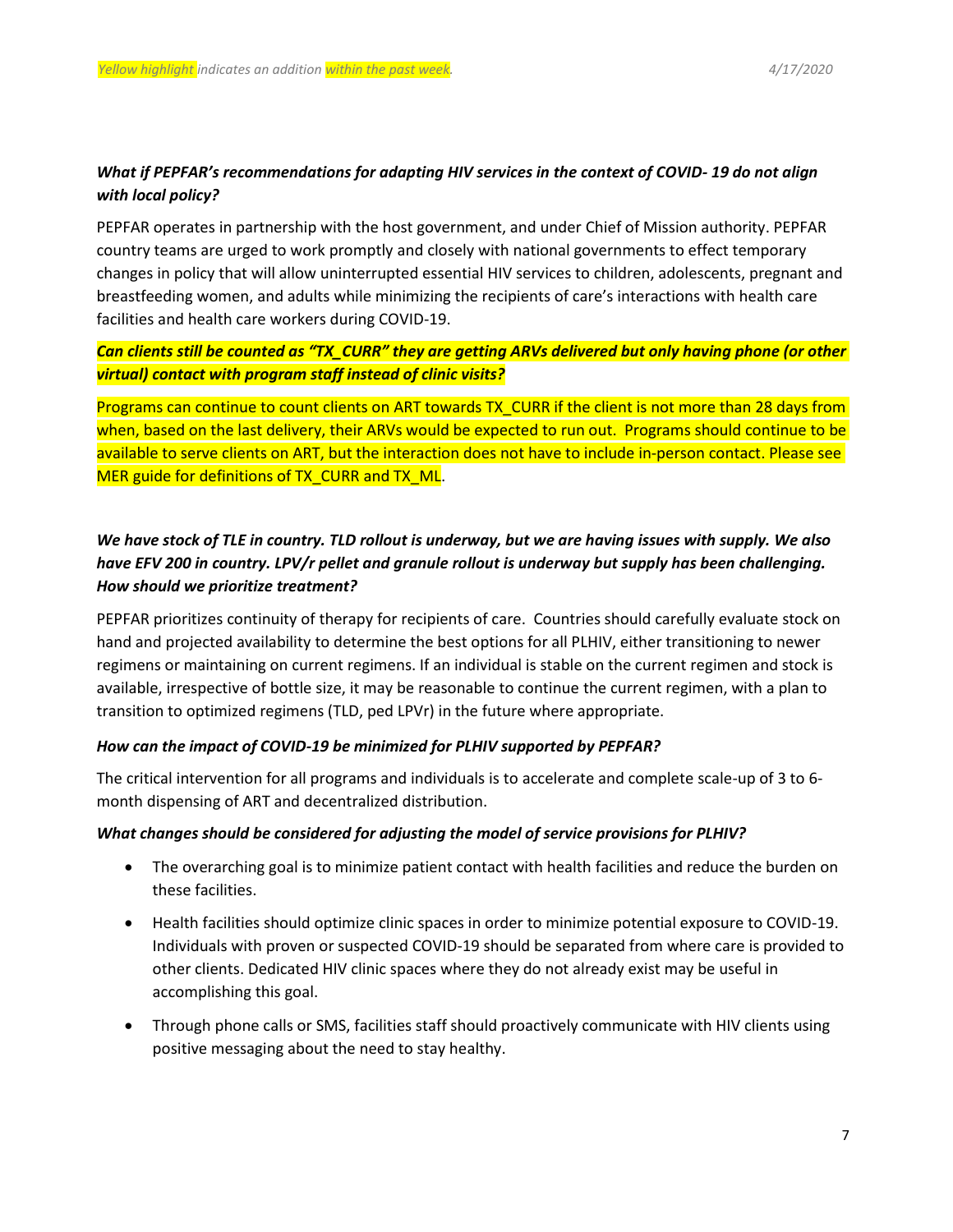***What if PEPFAR's recommendations for adapting HIV services in the context of COVID- 19 do not align with local policy?***

PEPFAR operates in partnership with the host government, and under Chief of Mission authority. PEPFAR country teams are urged to work promptly and closely with national governments to effect temporary changes in policy that will allow uninterrupted essential HIV services to children, adolescents, pregnant and breastfeeding women, and adults while minimizing the recipients of care's interactions with health care facilities and health care workers during COVID-19.

***Can clients still be counted as "TX_CURR" they are getting ARVs delivered but only having phone (or other virtual) contact with program staff instead of clinic visits?***

Programs can continue to count clients on ART towards TX_CURR if the client is not more than 28 days from when, based on the last delivery, their ARVs would be expected to run out. Programs should continue to be available to serve clients on ART, but the interaction does not have to include in-person contact. Please see MER guide for definitions of TX_CURR and TX_ML.

***We have stock of TLE in country. TLD rollout is underway, but we are having issues with supply. We also have EFV 200 in country. LPV/r pellet and granule rollout is underway but supply has been challenging. How should we prioritize treatment?***

PEPFAR prioritizes continuity of therapy for recipients of care. Countries should carefully evaluate stock on hand and projected availability to determine the best options for all PLHIV, either transitioning to newer regimens or maintaining on current regimens. If an individual is stable on the current regimen and stock is available, irrespective of bottle size, it may be reasonable to continue the current regimen, with a plan to transition to optimized regimens (TLD, ped LPVr) in the future where appropriate.

***How can the impact of COVID-19 be minimized for PLHIV supported by PEPFAR?***

The critical intervention for all programs and individuals is to accelerate and complete scale-up of 3 to 6-month dispensing of ART and decentralized distribution.

***What changes should be considered for adjusting the model of service provisions for PLHIV?***

- The overarching goal is to minimize patient contact with health facilities and reduce the burden on these facilities.
- Health facilities should optimize clinic spaces in order to minimize potential exposure to COVID-19. Individuals with proven or suspected COVID-19 should be separated from where care is provided to other clients. Dedicated HIV clinic spaces where they do not already exist may be useful in accomplishing this goal.
- Through phone calls or SMS, facilities staff should proactively communicate with HIV clients using positive messaging about the need to stay healthy.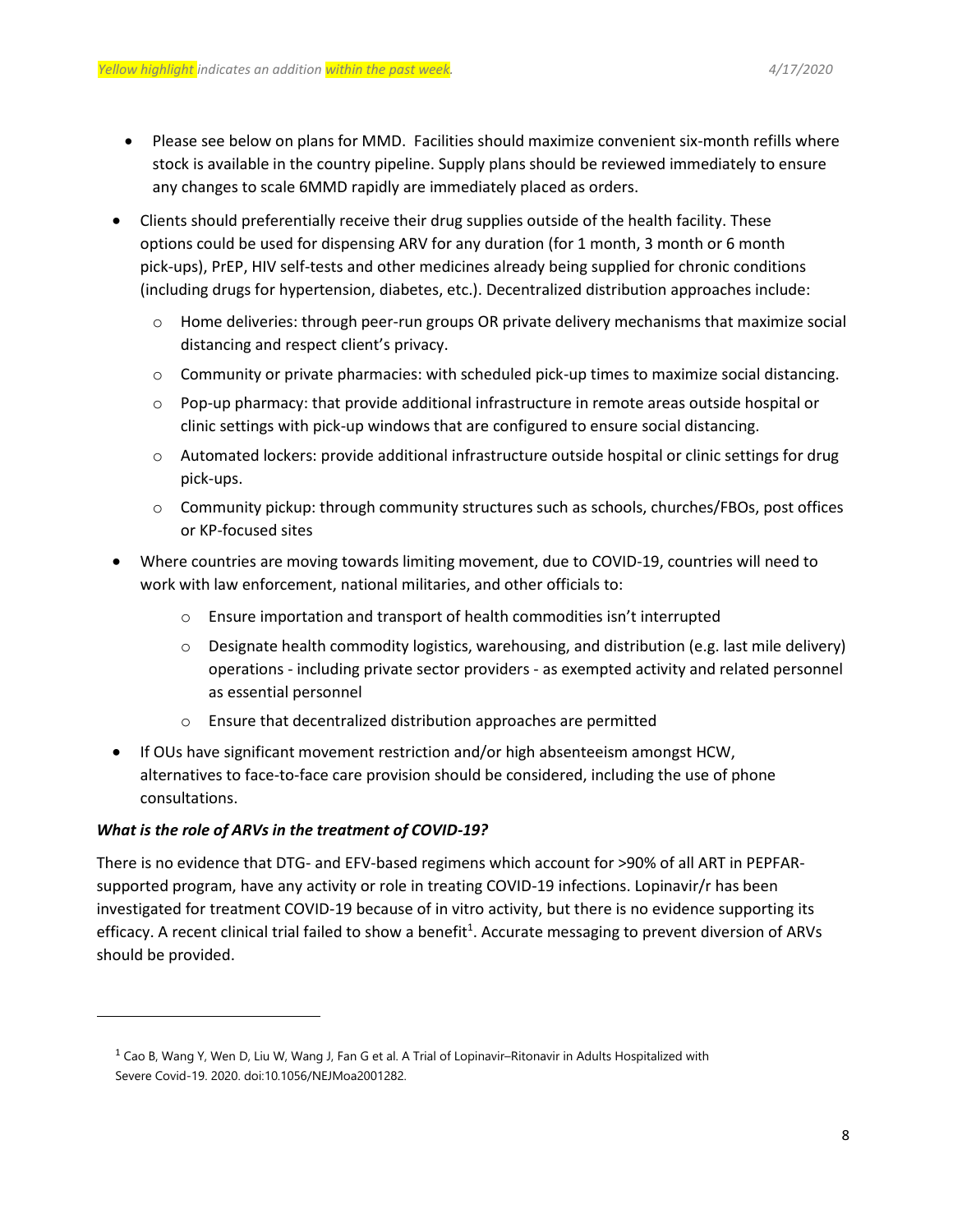- Please see below on plans for MMD. Facilities should maximize convenient six-month refills where stock is available in the country pipeline. Supply plans should be reviewed immediately to ensure any changes to scale 6MMD rapidly are immediately placed as orders.

- Clients should preferentially receive their drug supplies outside of the health facility. These options could be used for dispensing ARV for any duration (for 1 month, 3 month or 6 month pick-ups), PrEP, HIV self-tests and other medicines already being supplied for chronic conditions (including drugs for hypertension, diabetes, etc.). Decentralized distribution approaches include:
  - Home deliveries: through peer-run groups OR private delivery mechanisms that maximize social distancing and respect client's privacy.
  - Community or private pharmacies: with scheduled pick-up times to maximize social distancing.
  - Pop-up pharmacy: that provide additional infrastructure in remote areas outside hospital or clinic settings with pick-up windows that are configured to ensure social distancing.
  - Automated lockers: provide additional infrastructure outside hospital or clinic settings for drug pick-ups.
  - Community pickup: through community structures such as schools, churches/FBOs, post offices or KP-focused sites
- Where countries are moving towards limiting movement, due to COVID-19, countries will need to work with law enforcement, national militaries, and other officials to:
  - Ensure importation and transport of health commodities isn't interrupted
  - Designate health commodity logistics, warehousing, and distribution (e.g. last mile delivery) operations - including private sector providers - as exempted activity and related personnel as essential personnel
  - Ensure that decentralized distribution approaches are permitted
- If OUs have significant movement restriction and/or high absenteeism amongst HCW, alternatives to face-to-face care provision should be considered, including the use of phone consultations.

***What is the role of ARVs in the treatment of COVID-19?***

There is no evidence that DTG- and EFV-based regimens which account for >90% of all ART in PEPFAR-supported program, have any activity or role in treating COVID-19 infections. Lopinavir/r has been investigated for treatment COVID-19 because of in vitro activity, but there is no evidence supporting its efficacy. A recent clinical trial failed to show a benefit[1]. Accurate messaging to prevent diversion of ARVs should be provided.

[1] Cao B, Wang Y, Wen D, Liu W, Wang J, Fan G et al. A Trial of Lopinavir–Ritonavir in Adults Hospitalized with Severe Covid-19. 2020. doi:10.1056/NEJMoa2001282.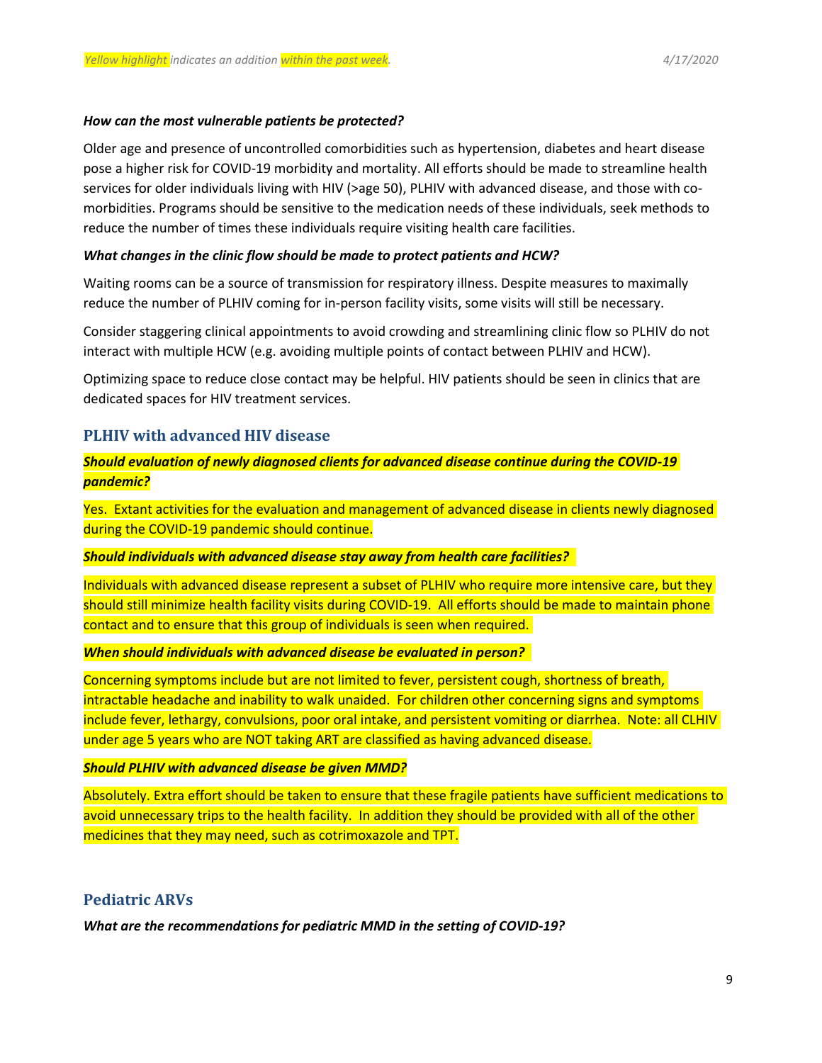***How can the most vulnerable patients be protected?***

Older age and presence of uncontrolled comorbidities such as hypertension, diabetes and heart disease pose a higher risk for COVID-19 morbidity and mortality. All efforts should be made to streamline health services for older individuals living with HIV (>age 50), PLHIV with advanced disease, and those with co-morbidities. Programs should be sensitive to the medication needs of these individuals, seek methods to reduce the number of times these individuals require visiting health care facilities.

***What changes in the clinic flow should be made to protect patients and HCW?***

Waiting rooms can be a source of transmission for respiratory illness. Despite measures to maximally reduce the number of PLHIV coming for in-person facility visits, some visits will still be necessary.

Consider staggering clinical appointments to avoid crowding and streamlining clinic flow so PLHIV do not interact with multiple HCW (e.g. avoiding multiple points of contact between PLHIV and HCW).

Optimizing space to reduce close contact may be helpful. HIV patients should be seen in clinics that are dedicated spaces for HIV treatment services.

## PLHIV with advanced HIV disease

***Should evaluation of newly diagnosed clients for advanced disease continue during the COVID-19 pandemic?***

Yes. Extant activities for the evaluation and management of advanced disease in clients newly diagnosed during the COVID-19 pandemic should continue.

***Should individuals with advanced disease stay away from health care facilities?***

Individuals with advanced disease represent a subset of PLHIV who require more intensive care, but they should still minimize health facility visits during COVID-19. All efforts should be made to maintain phone contact and to ensure that this group of individuals is seen when required.

***When should individuals with advanced disease be evaluated in person?***

Concerning symptoms include but are not limited to fever, persistent cough, shortness of breath, intractable headache and inability to walk unaided. For children other concerning signs and symptoms include fever, lethargy, convulsions, poor oral intake, and persistent vomiting or diarrhea. Note: all CLHIV under age 5 years who are NOT taking ART are classified as having advanced disease.

***Should PLHIV with advanced disease be given MMD?***

Absolutely. Extra effort should be taken to ensure that these fragile patients have sufficient medications to avoid unnecessary trips to the health facility. In addition they should be provided with all of the other medicines that they may need, such as cotrimoxazole and TPT.

## Pediatric ARVs

***What are the recommendations for pediatric MMD in the setting of COVID-19?***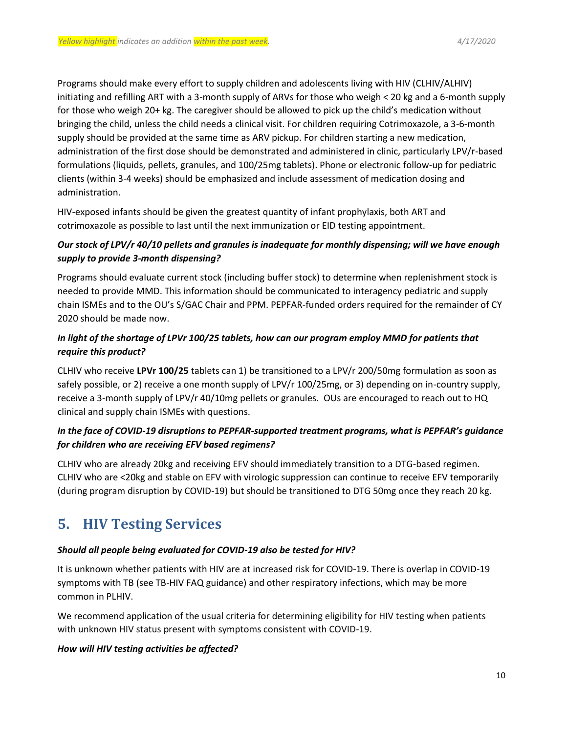Programs should make every effort to supply children and adolescents living with HIV (CLHIV/ALHIV) initiating and refilling ART with a 3-month supply of ARVs for those who weigh < 20 kg and a 6-month supply for those who weigh 20+ kg. The caregiver should be allowed to pick up the child's medication without bringing the child, unless the child needs a clinical visit. For children requiring Cotrimoxazole, a 3-6-month supply should be provided at the same time as ARV pickup. For children starting a new medication, administration of the first dose should be demonstrated and administered in clinic, particularly LPV/r-based formulations (liquids, pellets, granules, and 100/25mg tablets). Phone or electronic follow-up for pediatric clients (within 3-4 weeks) should be emphasized and include assessment of medication dosing and administration.

HIV-exposed infants should be given the greatest quantity of infant prophylaxis, both ART and cotrimoxazole as possible to last until the next immunization or EID testing appointment.

***Our stock of LPV/r 40/10 pellets and granules is inadequate for monthly dispensing; will we have enough supply to provide 3-month dispensing?***

Programs should evaluate current stock (including buffer stock) to determine when replenishment stock is needed to provide MMD. This information should be communicated to interagency pediatric and supply chain ISMEs and to the OU's S/GAC Chair and PPM. PEPFAR-funded orders required for the remainder of CY 2020 should be made now.

***In light of the shortage of LPVr 100/25 tablets, how can our program employ MMD for patients that require this product?***

CLHIV who receive **LPVr 100/25** tablets can 1) be transitioned to a LPV/r 200/50mg formulation as soon as safely possible, or 2) receive a one month supply of LPV/r 100/25mg, or 3) depending on in-country supply, receive a 3-month supply of LPV/r 40/10mg pellets or granules. OUs are encouraged to reach out to HQ clinical and supply chain ISMEs with questions.

***In the face of COVID-19 disruptions to PEPFAR-supported treatment programs, what is PEPFAR's guidance for children who are receiving EFV based regimens?***

CLHIV who are already 20kg and receiving EFV should immediately transition to a DTG-based regimen. CLHIV who are <20kg and stable on EFV with virologic suppression can continue to receive EFV temporarily (during program disruption by COVID-19) but should be transitioned to DTG 50mg once they reach 20 kg.

# 5. HIV Testing Services

***Should all people being evaluated for COVID-19 also be tested for HIV?***

It is unknown whether patients with HIV are at increased risk for COVID-19. There is overlap in COVID-19 symptoms with TB (see TB-HIV FAQ guidance) and other respiratory infections, which may be more common in PLHIV.

We recommend application of the usual criteria for determining eligibility for HIV testing when patients with unknown HIV status present with symptoms consistent with COVID-19.

***How will HIV testing activities be affected?***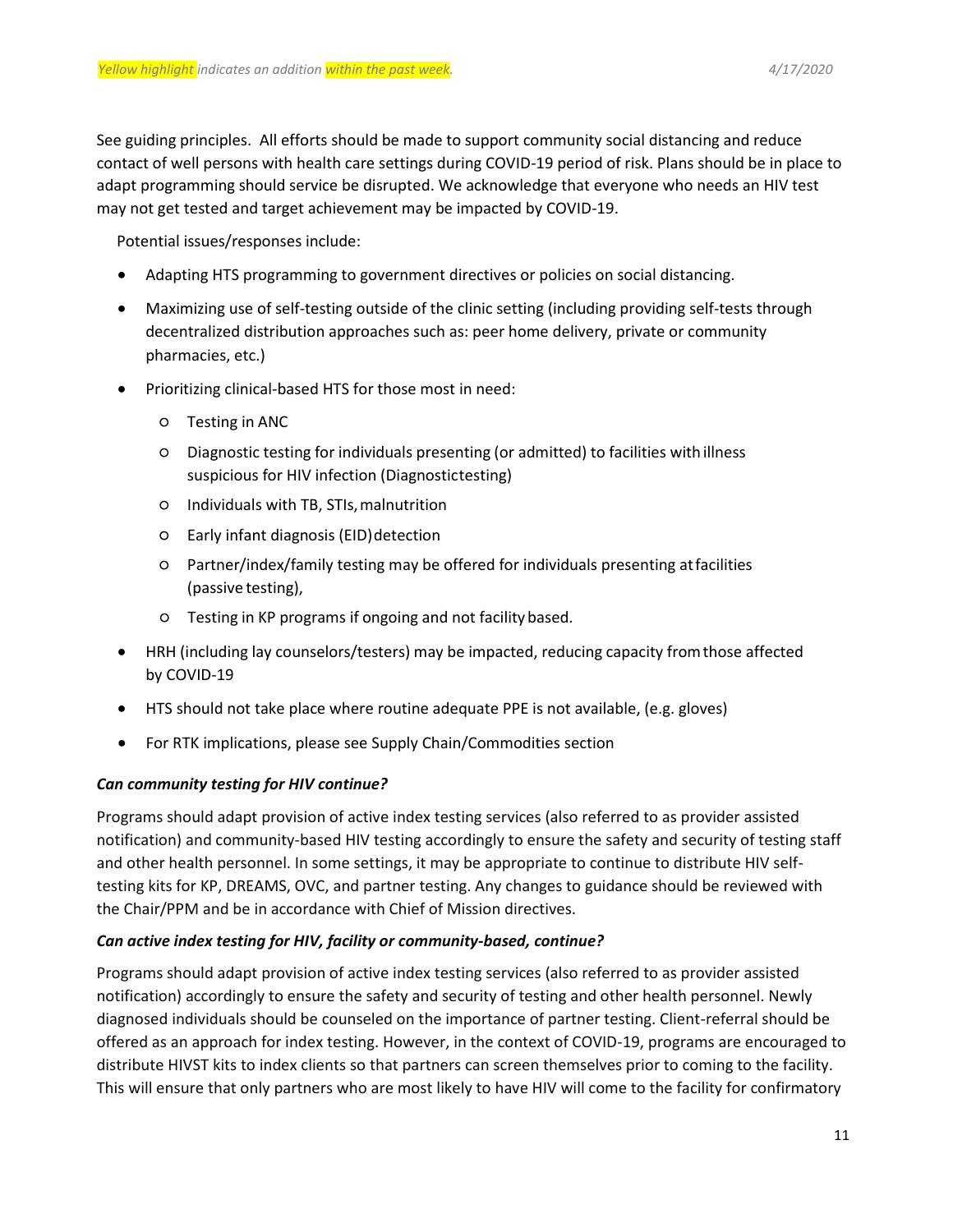See guiding principles. All efforts should be made to support community social distancing and reduce contact of well persons with health care settings during COVID-19 period of risk. Plans should be in place to adapt programming should service be disrupted. We acknowledge that everyone who needs an HIV test may not get tested and target achievement may be impacted by COVID-19.

Potential issues/responses include:

- Adapting HTS programming to government directives or policies on social distancing.
- Maximizing use of self-testing outside of the clinic setting (including providing self-tests through decentralized distribution approaches such as: peer home delivery, private or community pharmacies, etc.)
- Prioritizing clinical-based HTS for those most in need:
  - Testing in ANC
  - Diagnostic testing for individuals presenting (or admitted) to facilities with illness suspicious for HIV infection (Diagnostictesting)
  - Individuals with TB, STIs, malnutrition
  - Early infant diagnosis (EID) detection
  - Partner/index/family testing may be offered for individuals presenting at facilities (passive testing),
  - Testing in KP programs if ongoing and not facility based.
- HRH (including lay counselors/testers) may be impacted, reducing capacity from those affected by COVID-19
- HTS should not take place where routine adequate PPE is not available, (e.g. gloves)
- For RTK implications, please see Supply Chain/Commodities section

***Can community testing for HIV continue?***

Programs should adapt provision of active index testing services (also referred to as provider assisted notification) and community-based HIV testing accordingly to ensure the safety and security of testing staff and other health personnel. In some settings, it may be appropriate to continue to distribute HIV self-testing kits for KP, DREAMS, OVC, and partner testing. Any changes to guidance should be reviewed with the Chair/PPM and be in accordance with Chief of Mission directives.

***Can active index testing for HIV, facility or community-based, continue?***

Programs should adapt provision of active index testing services (also referred to as provider assisted notification) accordingly to ensure the safety and security of testing and other health personnel. Newly diagnosed individuals should be counseled on the importance of partner testing. Client-referral should be offered as an approach for index testing. However, in the context of COVID-19, programs are encouraged to distribute HIVST kits to index clients so that partners can screen themselves prior to coming to the facility. This will ensure that only partners who are most likely to have HIV will come to the facility for confirmatory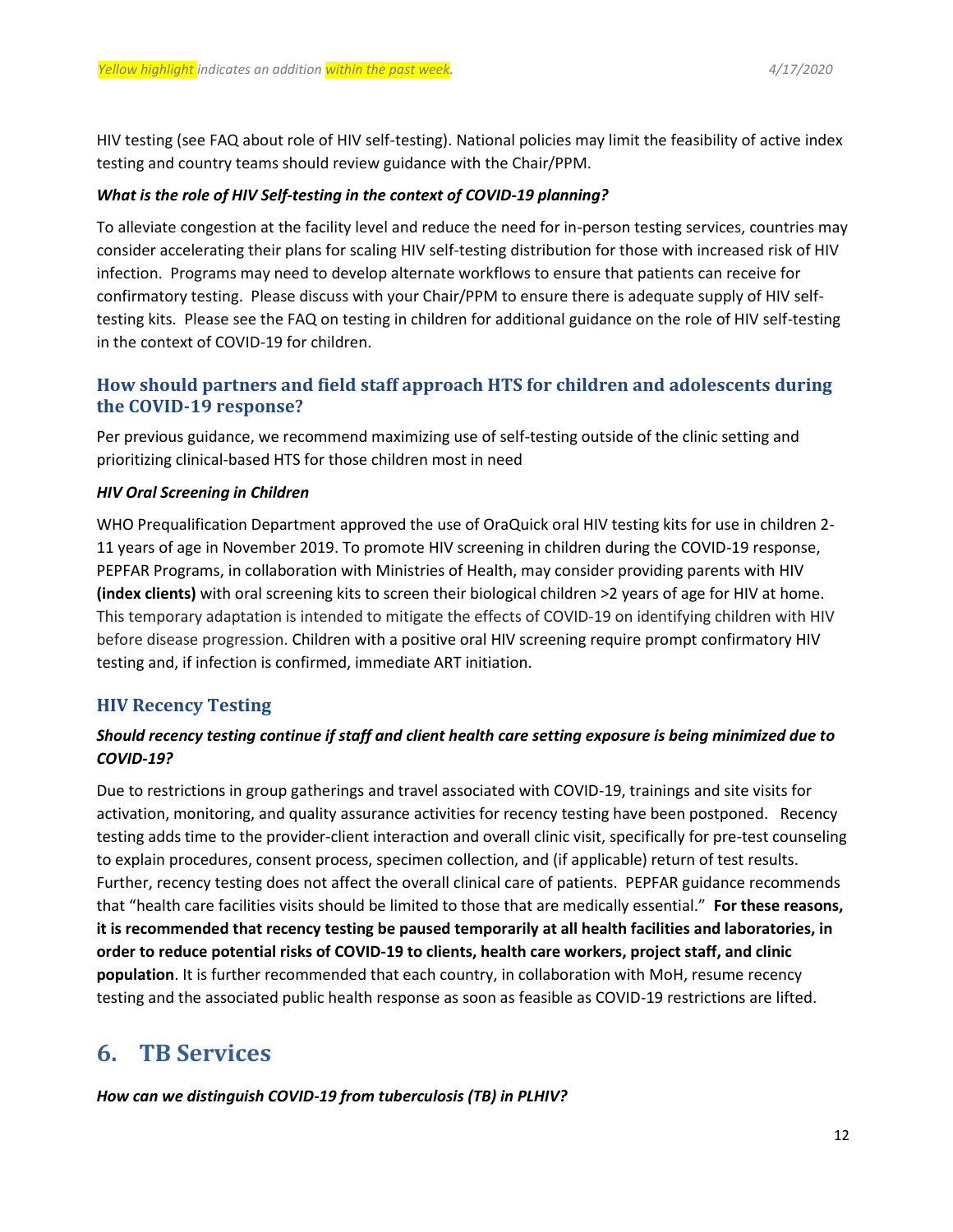HIV testing (see FAQ about role of HIV self-testing). National policies may limit the feasibility of active index testing and country teams should review guidance with the Chair/PPM.

***What is the role of HIV Self-testing in the context of COVID-19 planning?***

To alleviate congestion at the facility level and reduce the need for in-person testing services, countries may consider accelerating their plans for scaling HIV self-testing distribution for those with increased risk of HIV infection. Programs may need to develop alternate workflows to ensure that patients can receive for confirmatory testing. Please discuss with your Chair/PPM to ensure there is adequate supply of HIV self-testing kits. Please see the FAQ on testing in children for additional guidance on the role of HIV self-testing in the context of COVID-19 for children.

### How should partners and field staff approach HTS for children and adolescents during the COVID-19 response?

Per previous guidance, we recommend maximizing use of self-testing outside of the clinic setting and prioritizing clinical-based HTS for those children most in need

***HIV Oral Screening in Children***

WHO Prequalification Department approved the use of OraQuick oral HIV testing kits for use in children 2-11 years of age in November 2019. To promote HIV screening in children during the COVID-19 response, PEPFAR Programs, in collaboration with Ministries of Health, may consider providing parents with HIV **(index clients)** with oral screening kits to screen their biological children >2 years of age for HIV at home. This temporary adaptation is intended to mitigate the effects of COVID-19 on identifying children with HIV before disease progression. Children with a positive oral HIV screening require prompt confirmatory HIV testing and, if infection is confirmed, immediate ART initiation.

### HIV Recency Testing

***Should recency testing continue if staff and client health care setting exposure is being minimized due to COVID-19?***

Due to restrictions in group gatherings and travel associated with COVID-19, trainings and site visits for activation, monitoring, and quality assurance activities for recency testing have been postponed. Recency testing adds time to the provider-client interaction and overall clinic visit, specifically for pre-test counseling to explain procedures, consent process, specimen collection, and (if applicable) return of test results. Further, recency testing does not affect the overall clinical care of patients. PEPFAR guidance recommends that "health care facilities visits should be limited to those that are medically essential." **For these reasons, it is recommended that recency testing be paused temporarily at all health facilities and laboratories, in order to reduce potential risks of COVID-19 to clients, health care workers, project staff, and clinic population**. It is further recommended that each country, in collaboration with MoH, resume recency testing and the associated public health response as soon as feasible as COVID-19 restrictions are lifted.

## 6. TB Services

***How can we distinguish COVID-19 from tuberculosis (TB) in PLHIV?***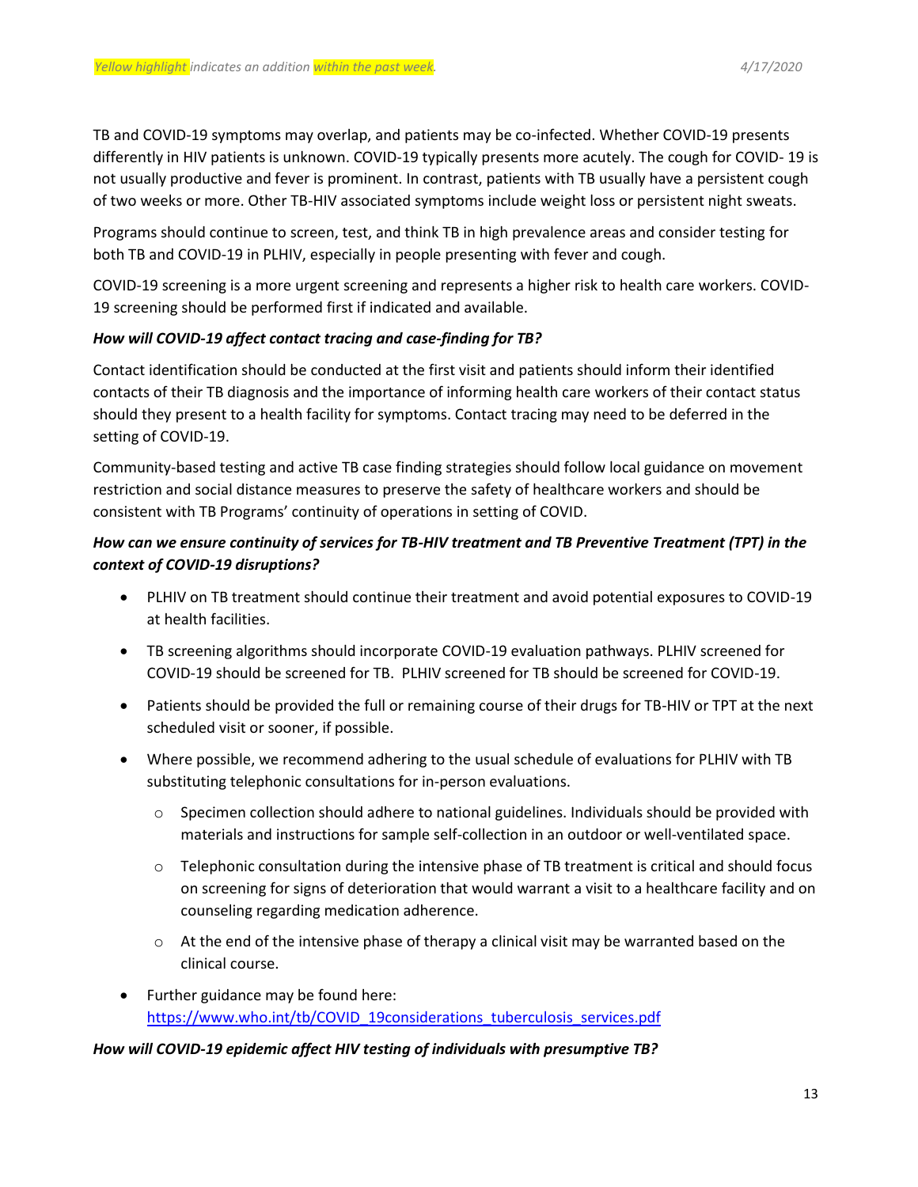TB and COVID-19 symptoms may overlap, and patients may be co-infected. Whether COVID-19 presents differently in HIV patients is unknown. COVID-19 typically presents more acutely. The cough for COVID- 19 is not usually productive and fever is prominent. In contrast, patients with TB usually have a persistent cough of two weeks or more. Other TB-HIV associated symptoms include weight loss or persistent night sweats.

Programs should continue to screen, test, and think TB in high prevalence areas and consider testing for both TB and COVID-19 in PLHIV, especially in people presenting with fever and cough.

COVID-19 screening is a more urgent screening and represents a higher risk to health care workers. COVID-19 screening should be performed first if indicated and available.

***How will COVID-19 affect contact tracing and case-finding for TB?***

Contact identification should be conducted at the first visit and patients should inform their identified contacts of their TB diagnosis and the importance of informing health care workers of their contact status should they present to a health facility for symptoms. Contact tracing may need to be deferred in the setting of COVID-19.

Community-based testing and active TB case finding strategies should follow local guidance on movement restriction and social distance measures to preserve the safety of healthcare workers and should be consistent with TB Programs' continuity of operations in setting of COVID.

***How can we ensure continuity of services for TB-HIV treatment and TB Preventive Treatment (TPT) in the context of COVID-19 disruptions?***

- PLHIV on TB treatment should continue their treatment and avoid potential exposures to COVID-19 at health facilities.
- TB screening algorithms should incorporate COVID-19 evaluation pathways. PLHIV screened for COVID-19 should be screened for TB. PLHIV screened for TB should be screened for COVID-19.
- Patients should be provided the full or remaining course of their drugs for TB-HIV or TPT at the next scheduled visit or sooner, if possible.
- Where possible, we recommend adhering to the usual schedule of evaluations for PLHIV with TB substituting telephonic consultations for in-person evaluations.
  - Specimen collection should adhere to national guidelines. Individuals should be provided with materials and instructions for sample self-collection in an outdoor or well-ventilated space.
  - Telephonic consultation during the intensive phase of TB treatment is critical and should focus on screening for signs of deterioration that would warrant a visit to a healthcare facility and on counseling regarding medication adherence.
  - At the end of the intensive phase of therapy a clinical visit may be warranted based on the clinical course.
- Further guidance may be found here: [https://www.who.int/tb/COVID_19considerations_tuberculosis_services.pdf](https://www.who.int/tb/COVID_19considerations_tuberculosis_services.pdf)

***How will COVID-19 epidemic affect HIV testing of individuals with presumptive TB?***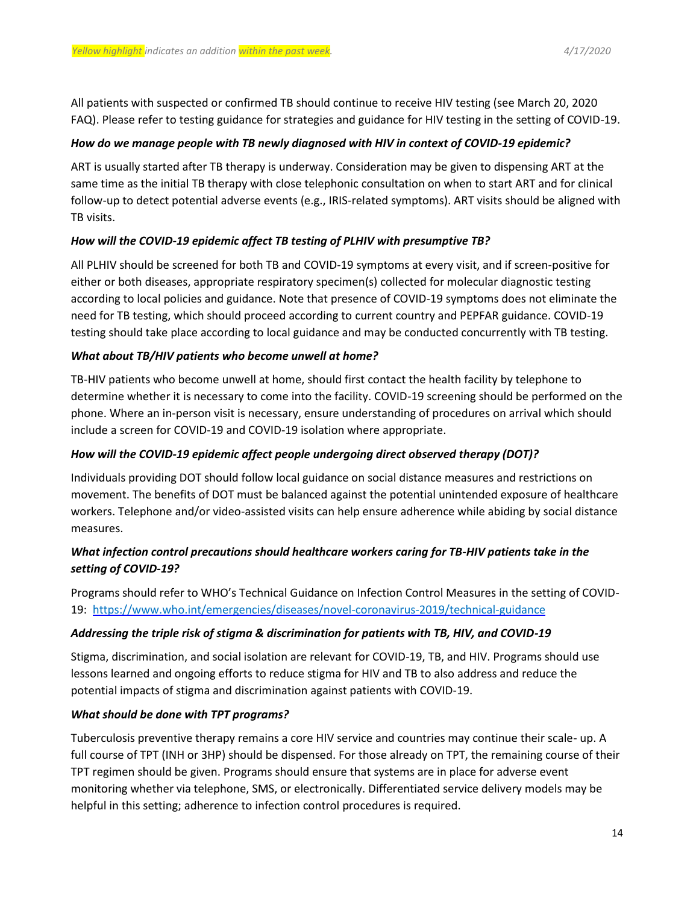All patients with suspected or confirmed TB should continue to receive HIV testing (see March 20, 2020 FAQ). Please refer to testing guidance for strategies and guidance for HIV testing in the setting of COVID-19.

***How do we manage people with TB newly diagnosed with HIV in context of COVID-19 epidemic?***

ART is usually started after TB therapy is underway. Consideration may be given to dispensing ART at the same time as the initial TB therapy with close telephonic consultation on when to start ART and for clinical follow-up to detect potential adverse events (e.g., IRIS-related symptoms). ART visits should be aligned with TB visits.

***How will the COVID-19 epidemic affect TB testing of PLHIV with presumptive TB?***

All PLHIV should be screened for both TB and COVID-19 symptoms at every visit, and if screen-positive for either or both diseases, appropriate respiratory specimen(s) collected for molecular diagnostic testing according to local policies and guidance. Note that presence of COVID-19 symptoms does not eliminate the need for TB testing, which should proceed according to current country and PEPFAR guidance. COVID-19 testing should take place according to local guidance and may be conducted concurrently with TB testing.

***What about TB/HIV patients who become unwell at home?***

TB-HIV patients who become unwell at home, should first contact the health facility by telephone to determine whether it is necessary to come into the facility. COVID-19 screening should be performed on the phone. Where an in-person visit is necessary, ensure understanding of procedures on arrival which should include a screen for COVID-19 and COVID-19 isolation where appropriate.

***How will the COVID-19 epidemic affect people undergoing direct observed therapy (DOT)?***

Individuals providing DOT should follow local guidance on social distance measures and restrictions on movement. The benefits of DOT must be balanced against the potential unintended exposure of healthcare workers. Telephone and/or video-assisted visits can help ensure adherence while abiding by social distance measures.

***What infection control precautions should healthcare workers caring for TB-HIV patients take in the setting of COVID-19?***

Programs should refer to WHO's Technical Guidance on Infection Control Measures in the setting of COVID-19: https://www.who.int/emergencies/diseases/novel-coronavirus-2019/technical-guidance

***Addressing the triple risk of stigma & discrimination for patients with TB, HIV, and COVID-19***

Stigma, discrimination, and social isolation are relevant for COVID-19, TB, and HIV. Programs should use lessons learned and ongoing efforts to reduce stigma for HIV and TB to also address and reduce the potential impacts of stigma and discrimination against patients with COVID-19.

***What should be done with TPT programs?***

Tuberculosis preventive therapy remains a core HIV service and countries may continue their scale- up. A full course of TPT (INH or 3HP) should be dispensed. For those already on TPT, the remaining course of their TPT regimen should be given. Programs should ensure that systems are in place for adverse event monitoring whether via telephone, SMS, or electronically. Differentiated service delivery models may be helpful in this setting; adherence to infection control procedures is required.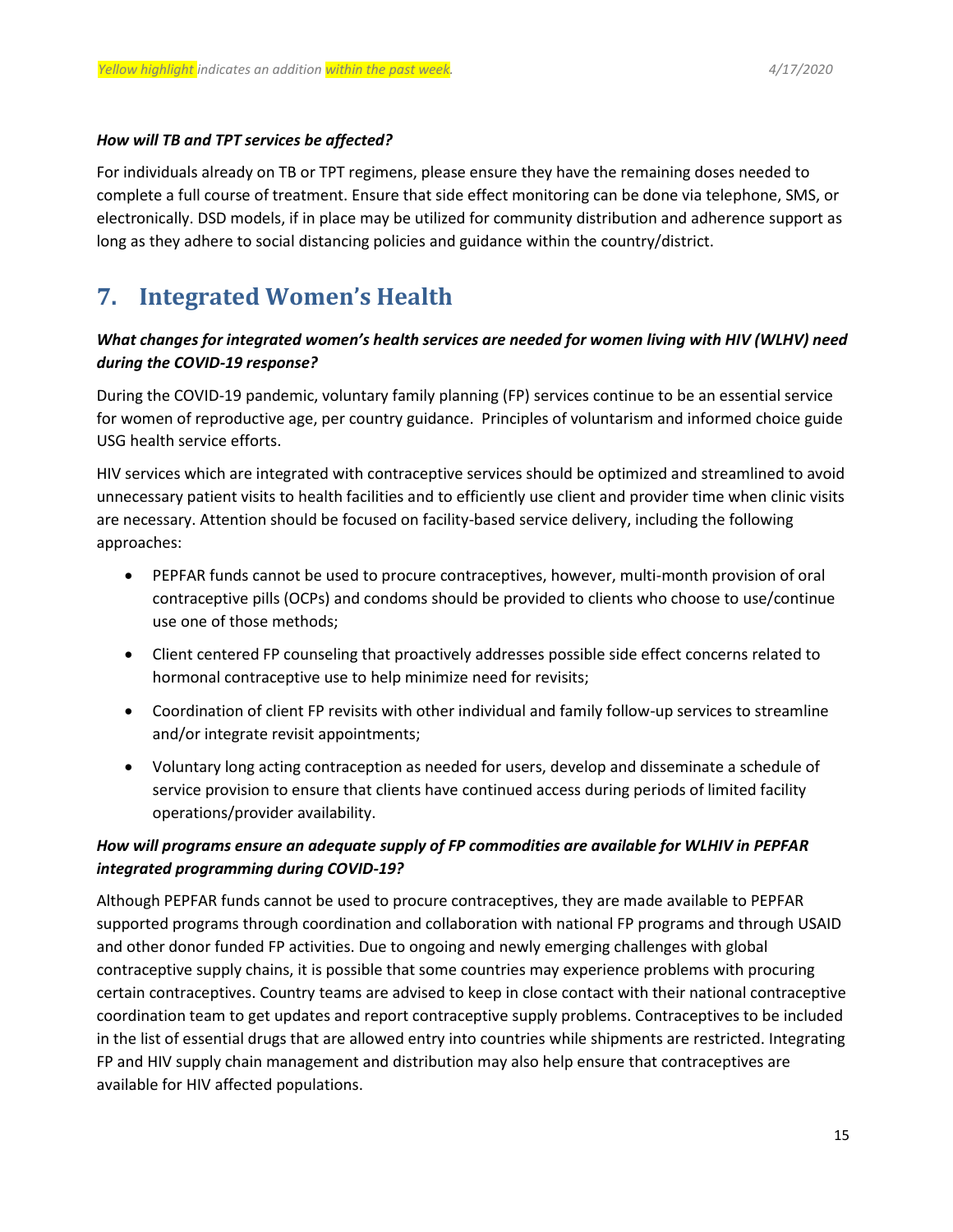*How will TB and TPT services be affected?*

For individuals already on TB or TPT regimens, please ensure they have the remaining doses needed to complete a full course of treatment. Ensure that side effect monitoring can be done via telephone, SMS, or electronically. DSD models, if in place may be utilized for community distribution and adherence support as long as they adhere to social distancing policies and guidance within the country/district.

## 7. Integrated Women's Health

***What changes for integrated women's health services are needed for women living with HIV (WLHV) need during the COVID-19 response?***

During the COVID-19 pandemic, voluntary family planning (FP) services continue to be an essential service for women of reproductive age, per country guidance. Principles of voluntarism and informed choice guide USG health service efforts.

HIV services which are integrated with contraceptive services should be optimized and streamlined to avoid unnecessary patient visits to health facilities and to efficiently use client and provider time when clinic visits are necessary. Attention should be focused on facility-based service delivery, including the following approaches:

- PEPFAR funds cannot be used to procure contraceptives, however, multi-month provision of oral contraceptive pills (OCPs) and condoms should be provided to clients who choose to use/continue use one of those methods;
- Client centered FP counseling that proactively addresses possible side effect concerns related to hormonal contraceptive use to help minimize need for revisits;
- Coordination of client FP revisits with other individual and family follow-up services to streamline and/or integrate revisit appointments;
- Voluntary long acting contraception as needed for users, develop and disseminate a schedule of service provision to ensure that clients have continued access during periods of limited facility operations/provider availability.

***How will programs ensure an adequate supply of FP commodities are available for WLHIV in PEPFAR integrated programming during COVID-19?***

Although PEPFAR funds cannot be used to procure contraceptives, they are made available to PEPFAR supported programs through coordination and collaboration with national FP programs and through USAID and other donor funded FP activities. Due to ongoing and newly emerging challenges with global contraceptive supply chains, it is possible that some countries may experience problems with procuring certain contraceptives. Country teams are advised to keep in close contact with their national contraceptive coordination team to get updates and report contraceptive supply problems. Contraceptives to be included in the list of essential drugs that are allowed entry into countries while shipments are restricted. Integrating FP and HIV supply chain management and distribution may also help ensure that contraceptives are available for HIV affected populations.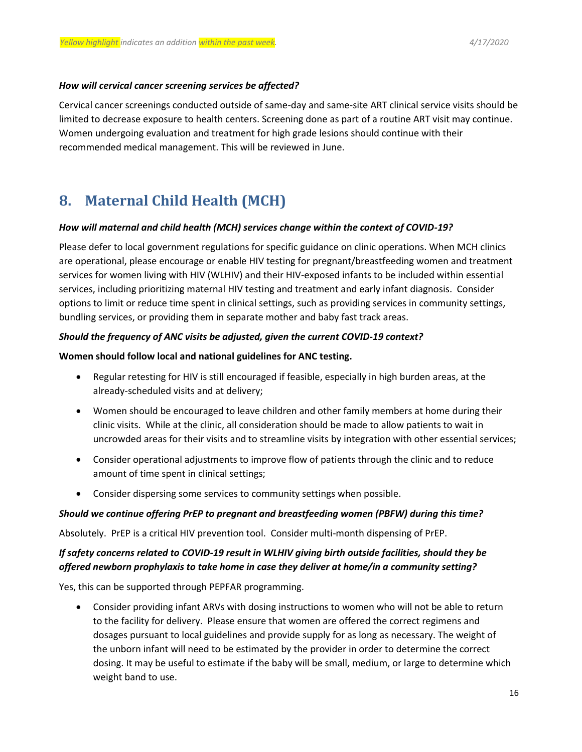***How will cervical cancer screening services be affected?***

Cervical cancer screenings conducted outside of same-day and same-site ART clinical service visits should be limited to decrease exposure to health centers. Screening done as part of a routine ART visit may continue. Women undergoing evaluation and treatment for high grade lesions should continue with their recommended medical management. This will be reviewed in June.

## 8. Maternal Child Health (MCH)

***How will maternal and child health (MCH) services change within the context of COVID-19?***

Please defer to local government regulations for specific guidance on clinic operations. When MCH clinics are operational, please encourage or enable HIV testing for pregnant/breastfeeding women and treatment services for women living with HIV (WLHIV) and their HIV-exposed infants to be included within essential services, including prioritizing maternal HIV testing and treatment and early infant diagnosis. Consider options to limit or reduce time spent in clinical settings, such as providing services in community settings, bundling services, or providing them in separate mother and baby fast track areas.

***Should the frequency of ANC visits be adjusted, given the current COVID-19 context?***

**Women should follow local and national guidelines for ANC testing.**

- Regular retesting for HIV is still encouraged if feasible, especially in high burden areas, at the already-scheduled visits and at delivery;
- Women should be encouraged to leave children and other family members at home during their clinic visits. While at the clinic, all consideration should be made to allow patients to wait in uncrowded areas for their visits and to streamline visits by integration with other essential services;
- Consider operational adjustments to improve flow of patients through the clinic and to reduce amount of time spent in clinical settings;
- Consider dispersing some services to community settings when possible.

***Should we continue offering PrEP to pregnant and breastfeeding women (PBFW) during this time?***

Absolutely. PrEP is a critical HIV prevention tool. Consider multi-month dispensing of PrEP.

***If safety concerns related to COVID-19 result in WLHIV giving birth outside facilities, should they be offered newborn prophylaxis to take home in case they deliver at home/in a community setting?***

Yes, this can be supported through PEPFAR programming.

- Consider providing infant ARVs with dosing instructions to women who will not be able to return to the facility for delivery. Please ensure that women are offered the correct regimens and dosages pursuant to local guidelines and provide supply for as long as necessary. The weight of the unborn infant will need to be estimated by the provider in order to determine the correct dosing. It may be useful to estimate if the baby will be small, medium, or large to determine which weight band to use.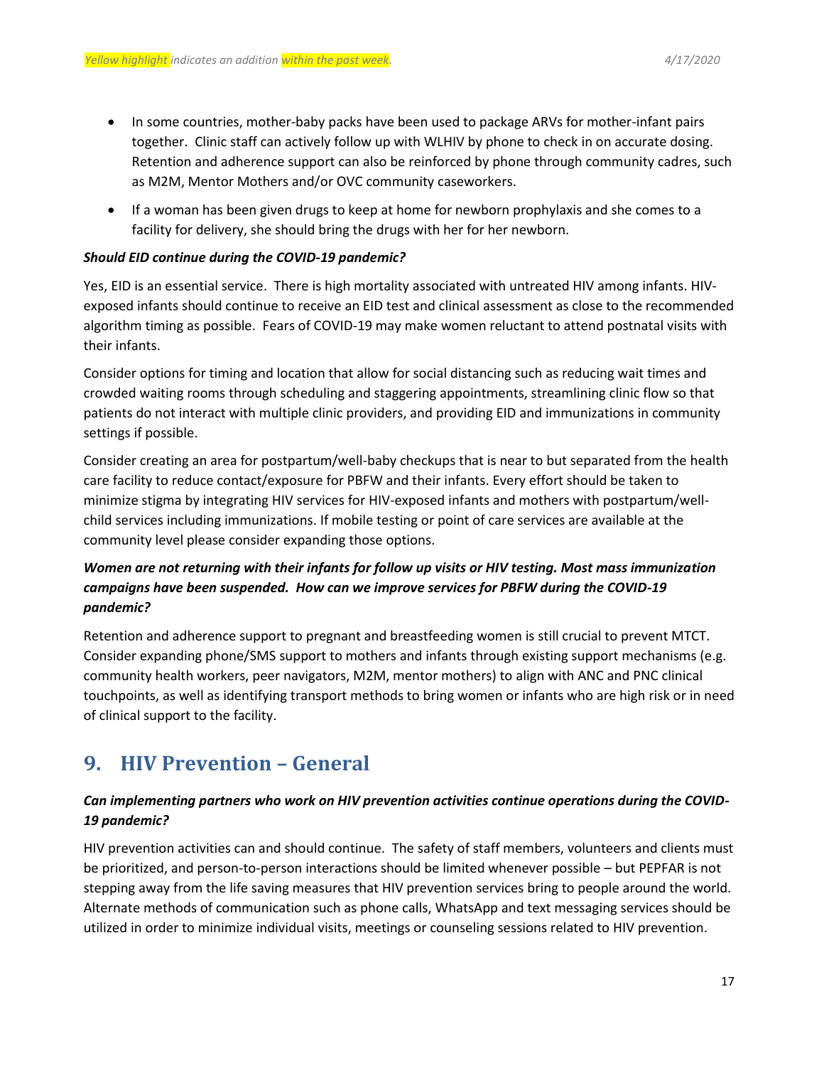- In some countries, mother-baby packs have been used to package ARVs for mother-infant pairs together. Clinic staff can actively follow up with WLHIV by phone to check in on accurate dosing. Retention and adherence support can also be reinforced by phone through community cadres, such as M2M, Mentor Mothers and/or OVC community caseworkers.
- If a woman has been given drugs to keep at home for newborn prophylaxis and she comes to a facility for delivery, she should bring the drugs with her for her newborn.

***Should EID continue during the COVID-19 pandemic?***

Yes, EID is an essential service. There is high mortality associated with untreated HIV among infants. HIV-exposed infants should continue to receive an EID test and clinical assessment as close to the recommended algorithm timing as possible. Fears of COVID-19 may make women reluctant to attend postnatal visits with their infants.

Consider options for timing and location that allow for social distancing such as reducing wait times and crowded waiting rooms through scheduling and staggering appointments, streamlining clinic flow so that patients do not interact with multiple clinic providers, and providing EID and immunizations in community settings if possible.

Consider creating an area for postpartum/well-baby checkups that is near to but separated from the health care facility to reduce contact/exposure for PBFW and their infants. Every effort should be taken to minimize stigma by integrating HIV services for HIV-exposed infants and mothers with postpartum/well-child services including immunizations. If mobile testing or point of care services are available at the community level please consider expanding those options.

***Women are not returning with their infants for follow up visits or HIV testing. Most mass immunization campaigns have been suspended. How can we improve services for PBFW during the COVID-19 pandemic?***

Retention and adherence support to pregnant and breastfeeding women is still crucial to prevent MTCT. Consider expanding phone/SMS support to mothers and infants through existing support mechanisms (e.g. community health workers, peer navigators, M2M, mentor mothers) to align with ANC and PNC clinical touchpoints, as well as identifying transport methods to bring women or infants who are high risk or in need of clinical support to the facility.

## 9. HIV Prevention – General

***Can implementing partners who work on HIV prevention activities continue operations during the COVID-19 pandemic?***

HIV prevention activities can and should continue. The safety of staff members, volunteers and clients must be prioritized, and person-to-person interactions should be limited whenever possible – but PEPFAR is not stepping away from the life saving measures that HIV prevention services bring to people around the world. Alternate methods of communication such as phone calls, WhatsApp and text messaging services should be utilized in order to minimize individual visits, meetings or counseling sessions related to HIV prevention.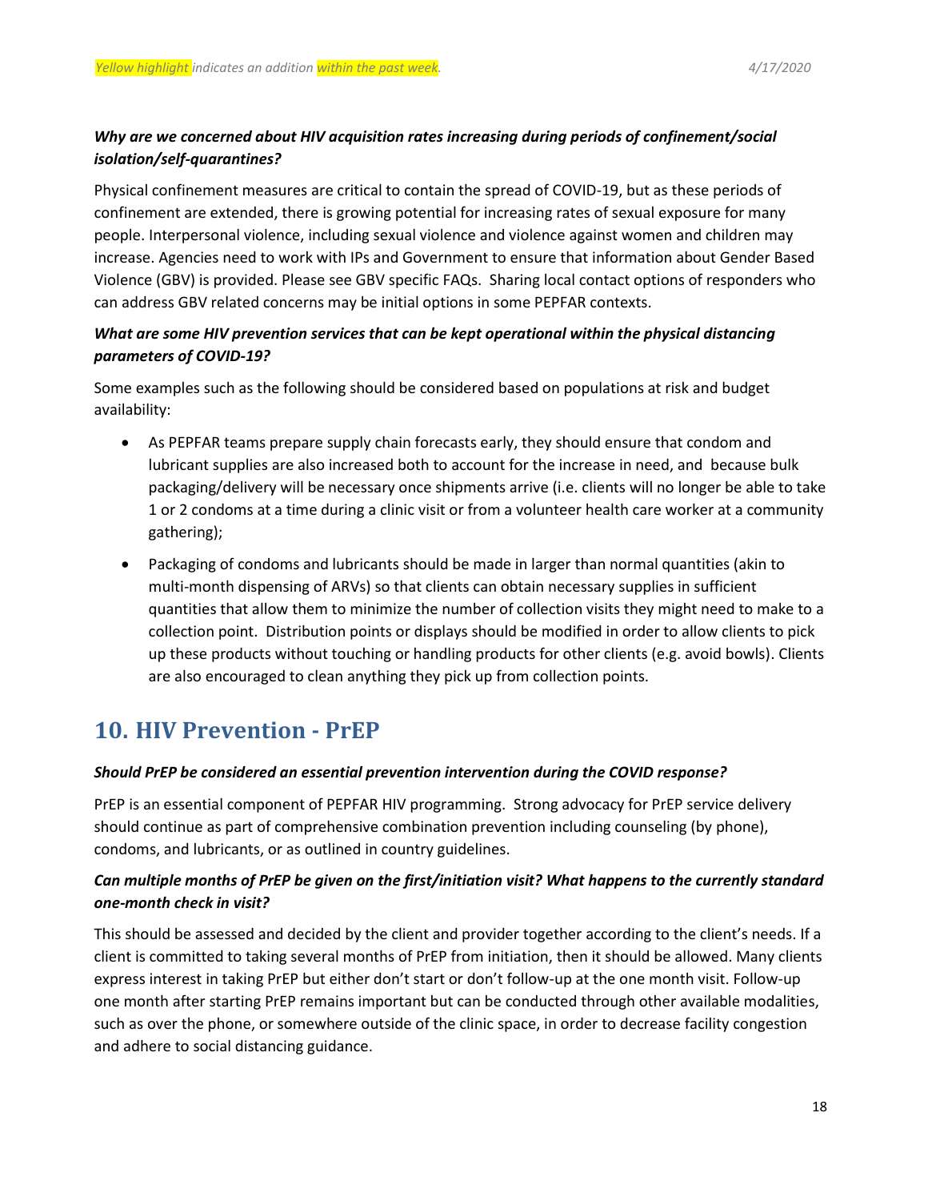***Why are we concerned about HIV acquisition rates increasing during periods of confinement/social isolation/self-quarantines?***

Physical confinement measures are critical to contain the spread of COVID-19, but as these periods of confinement are extended, there is growing potential for increasing rates of sexual exposure for many people. Interpersonal violence, including sexual violence and violence against women and children may increase. Agencies need to work with IPs and Government to ensure that information about Gender Based Violence (GBV) is provided. Please see GBV specific FAQs. Sharing local contact options of responders who can address GBV related concerns may be initial options in some PEPFAR contexts.

***What are some HIV prevention services that can be kept operational within the physical distancing parameters of COVID-19?***

Some examples such as the following should be considered based on populations at risk and budget availability:

- As PEPFAR teams prepare supply chain forecasts early, they should ensure that condom and lubricant supplies are also increased both to account for the increase in need, and because bulk packaging/delivery will be necessary once shipments arrive (i.e. clients will no longer be able to take 1 or 2 condoms at a time during a clinic visit or from a volunteer health care worker at a community gathering);
- Packaging of condoms and lubricants should be made in larger than normal quantities (akin to multi-month dispensing of ARVs) so that clients can obtain necessary supplies in sufficient quantities that allow them to minimize the number of collection visits they might need to make to a collection point. Distribution points or displays should be modified in order to allow clients to pick up these products without touching or handling products for other clients (e.g. avoid bowls). Clients are also encouraged to clean anything they pick up from collection points.

## 10. HIV Prevention - PrEP

***Should PrEP be considered an essential prevention intervention during the COVID response?***

PrEP is an essential component of PEPFAR HIV programming. Strong advocacy for PrEP service delivery should continue as part of comprehensive combination prevention including counseling (by phone), condoms, and lubricants, or as outlined in country guidelines.

***Can multiple months of PrEP be given on the first/initiation visit? What happens to the currently standard one-month check in visit?***

This should be assessed and decided by the client and provider together according to the client's needs. If a client is committed to taking several months of PrEP from initiation, then it should be allowed. Many clients express interest in taking PrEP but either don't start or don't follow-up at the one month visit. Follow-up one month after starting PrEP remains important but can be conducted through other available modalities, such as over the phone, or somewhere outside of the clinic space, in order to decrease facility congestion and adhere to social distancing guidance.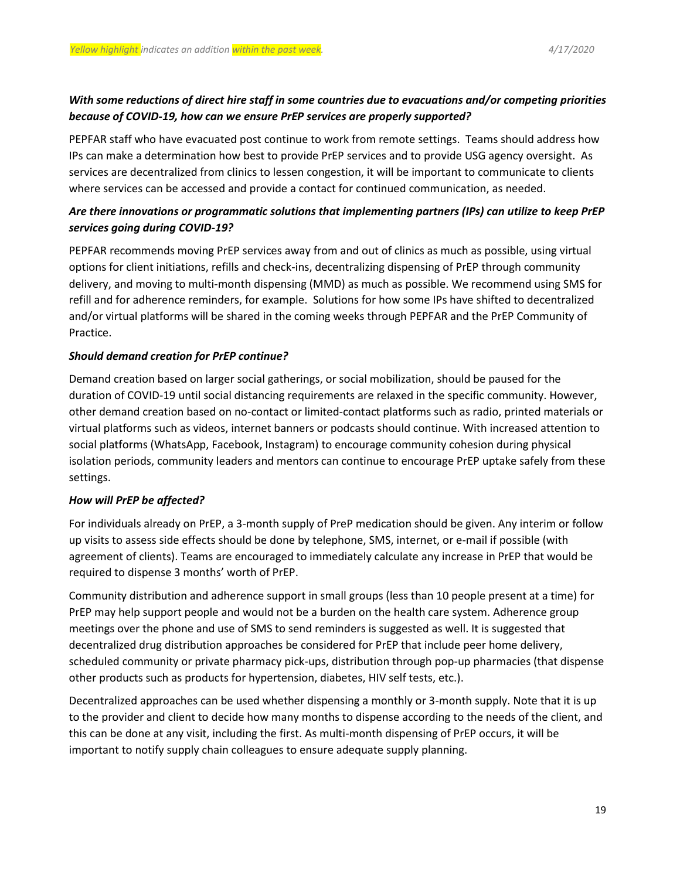*With some reductions of direct hire staff in some countries due to evacuations and/or competing priorities because of COVID-19, how can we ensure PrEP services are properly supported?*

PEPFAR staff who have evacuated post continue to work from remote settings. Teams should address how IPs can make a determination how best to provide PrEP services and to provide USG agency oversight. As services are decentralized from clinics to lessen congestion, it will be important to communicate to clients where services can be accessed and provide a contact for continued communication, as needed.

***Are there innovations or programmatic solutions that implementing partners (IPs) can utilize to keep PrEP services going during COVID-19?***

PEPFAR recommends moving PrEP services away from and out of clinics as much as possible, using virtual options for client initiations, refills and check-ins, decentralizing dispensing of PrEP through community delivery, and moving to multi-month dispensing (MMD) as much as possible. We recommend using SMS for refill and for adherence reminders, for example. Solutions for how some IPs have shifted to decentralized and/or virtual platforms will be shared in the coming weeks through PEPFAR and the PrEP Community of Practice.

***Should demand creation for PrEP continue?***

Demand creation based on larger social gatherings, or social mobilization, should be paused for the duration of COVID-19 until social distancing requirements are relaxed in the specific community. However, other demand creation based on no-contact or limited-contact platforms such as radio, printed materials or virtual platforms such as videos, internet banners or podcasts should continue. With increased attention to social platforms (WhatsApp, Facebook, Instagram) to encourage community cohesion during physical isolation periods, community leaders and mentors can continue to encourage PrEP uptake safely from these settings.

***How will PrEP be affected?***

For individuals already on PrEP, a 3-month supply of PreP medication should be given. Any interim or follow up visits to assess side effects should be done by telephone, SMS, internet, or e-mail if possible (with agreement of clients). Teams are encouraged to immediately calculate any increase in PrEP that would be required to dispense 3 months' worth of PrEP.

Community distribution and adherence support in small groups (less than 10 people present at a time) for PrEP may help support people and would not be a burden on the health care system. Adherence group meetings over the phone and use of SMS to send reminders is suggested as well. It is suggested that decentralized drug distribution approaches be considered for PrEP that include peer home delivery, scheduled community or private pharmacy pick-ups, distribution through pop-up pharmacies (that dispense other products such as products for hypertension, diabetes, HIV self tests, etc.).

Decentralized approaches can be used whether dispensing a monthly or 3-month supply. Note that it is up to the provider and client to decide how many months to dispense according to the needs of the client, and this can be done at any visit, including the first. As multi-month dispensing of PrEP occurs, it will be important to notify supply chain colleagues to ensure adequate supply planning.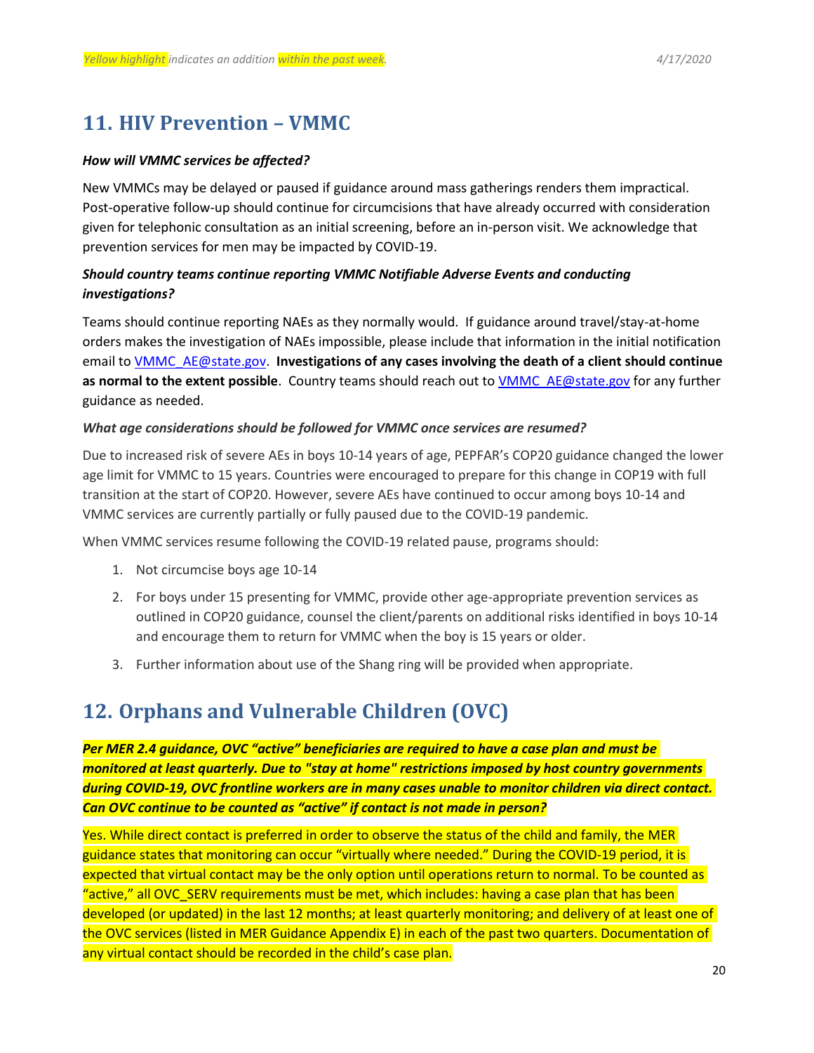## 11. HIV Prevention – VMMC

***How will VMMC services be affected?***

New VMMCs may be delayed or paused if guidance around mass gatherings renders them impractical. Post-operative follow-up should continue for circumcisions that have already occurred with consideration given for telephonic consultation as an initial screening, before an in-person visit. We acknowledge that prevention services for men may be impacted by COVID-19.

***Should country teams continue reporting VMMC Notifiable Adverse Events and conducting investigations?***

Teams should continue reporting NAEs as they normally would. If guidance around travel/stay-at-home orders makes the investigation of NAEs impossible, please include that information in the initial notification email to VMMC_AE@state.gov. **Investigations of any cases involving the death of a client should continue as normal to the extent possible**. Country teams should reach out to VMMC_AE@state.gov for any further guidance as needed.

***What age considerations should be followed for VMMC once services are resumed?***

Due to increased risk of severe AEs in boys 10-14 years of age, PEPFAR's COP20 guidance changed the lower age limit for VMMC to 15 years. Countries were encouraged to prepare for this change in COP19 with full transition at the start of COP20. However, severe AEs have continued to occur among boys 10-14 and VMMC services are currently partially or fully paused due to the COVID-19 pandemic.

When VMMC services resume following the COVID-19 related pause, programs should:

1. Not circumcise boys age 10-14
2. For boys under 15 presenting for VMMC, provide other age-appropriate prevention services as outlined in COP20 guidance, counsel the client/parents on additional risks identified in boys 10-14 and encourage them to return for VMMC when the boy is 15 years or older.
3. Further information about use of the Shang ring will be provided when appropriate.

## 12. Orphans and Vulnerable Children (OVC)

***Per MER 2.4 guidance, OVC "active" beneficiaries are required to have a case plan and must be monitored at least quarterly. Due to "stay at home" restrictions imposed by host country governments during COVID-19, OVC frontline workers are in many cases unable to monitor children via direct contact. Can OVC continue to be counted as "active" if contact is not made in person?***

Yes. While direct contact is preferred in order to observe the status of the child and family, the MER guidance states that monitoring can occur "virtually where needed." During the COVID-19 period, it is expected that virtual contact may be the only option until operations return to normal. To be counted as "active," all OVC_SERV requirements must be met, which includes: having a case plan that has been developed (or updated) in the last 12 months; at least quarterly monitoring; and delivery of at least one of the OVC services (listed in MER Guidance Appendix E) in each of the past two quarters. Documentation of any virtual contact should be recorded in the child's case plan.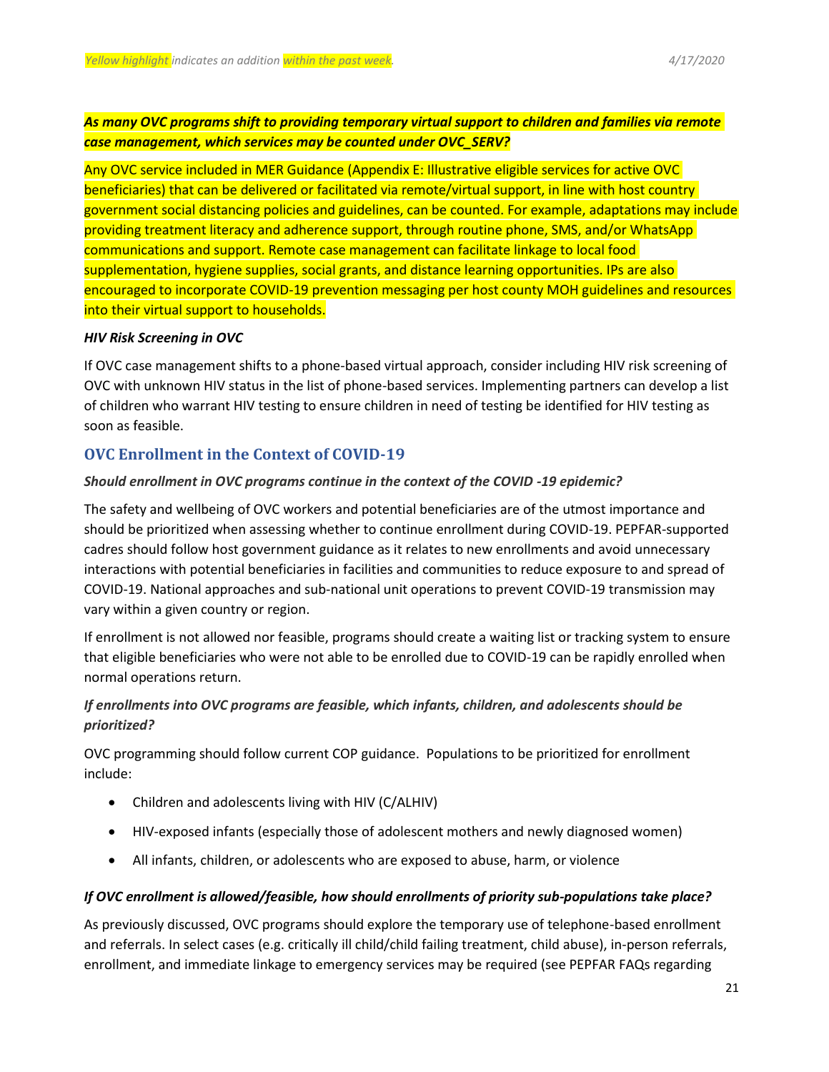*As many OVC programs shift to providing temporary virtual support to children and families via remote case management, which services may be counted under OVC_SERV?*

Any OVC service included in MER Guidance (Appendix E: Illustrative eligible services for active OVC beneficiaries) that can be delivered or facilitated via remote/virtual support, in line with host country government social distancing policies and guidelines, can be counted. For example, adaptations may include providing treatment literacy and adherence support, through routine phone, SMS, and/or WhatsApp communications and support. Remote case management can facilitate linkage to local food supplementation, hygiene supplies, social grants, and distance learning opportunities. IPs are also encouraged to incorporate COVID-19 prevention messaging per host county MOH guidelines and resources into their virtual support to households.

*HIV Risk Screening in OVC*

If OVC case management shifts to a phone-based virtual approach, consider including HIV risk screening of OVC with unknown HIV status in the list of phone-based services. Implementing partners can develop a list of children who warrant HIV testing to ensure children in need of testing be identified for HIV testing as soon as feasible.

## OVC Enrollment in the Context of COVID-19

*Should enrollment in OVC programs continue in the context of the COVID -19 epidemic?*

The safety and wellbeing of OVC workers and potential beneficiaries are of the utmost importance and should be prioritized when assessing whether to continue enrollment during COVID-19. PEPFAR-supported cadres should follow host government guidance as it relates to new enrollments and avoid unnecessary interactions with potential beneficiaries in facilities and communities to reduce exposure to and spread of COVID-19. National approaches and sub-national unit operations to prevent COVID-19 transmission may vary within a given country or region.

If enrollment is not allowed nor feasible, programs should create a waiting list or tracking system to ensure that eligible beneficiaries who were not able to be enrolled due to COVID-19 can be rapidly enrolled when normal operations return.

*If enrollments into OVC programs are feasible, which infants, children, and adolescents should be prioritized?*

OVC programming should follow current COP guidance. Populations to be prioritized for enrollment include:

- Children and adolescents living with HIV (C/ALHIV)
- HIV-exposed infants (especially those of adolescent mothers and newly diagnosed women)
- All infants, children, or adolescents who are exposed to abuse, harm, or violence

*If OVC enrollment is allowed/feasible, how should enrollments of priority sub-populations take place?*

As previously discussed, OVC programs should explore the temporary use of telephone-based enrollment and referrals. In select cases (e.g. critically ill child/child failing treatment, child abuse), in-person referrals, enrollment, and immediate linkage to emergency services may be required (see PEPFAR FAQs regarding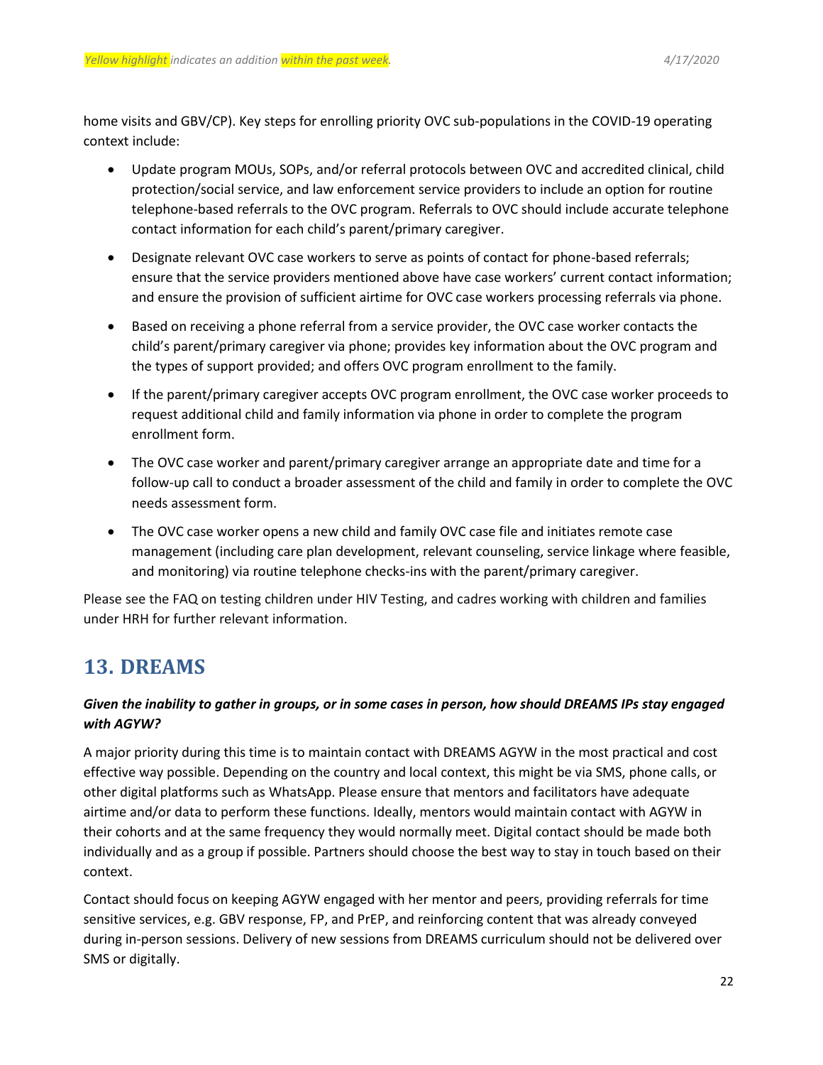home visits and GBV/CP). Key steps for enrolling priority OVC sub-populations in the COVID-19 operating context include:

- Update program MOUs, SOPs, and/or referral protocols between OVC and accredited clinical, child protection/social service, and law enforcement service providers to include an option for routine telephone-based referrals to the OVC program. Referrals to OVC should include accurate telephone contact information for each child's parent/primary caregiver.
- Designate relevant OVC case workers to serve as points of contact for phone-based referrals; ensure that the service providers mentioned above have case workers' current contact information; and ensure the provision of sufficient airtime for OVC case workers processing referrals via phone.
- Based on receiving a phone referral from a service provider, the OVC case worker contacts the child's parent/primary caregiver via phone; provides key information about the OVC program and the types of support provided; and offers OVC program enrollment to the family.
- If the parent/primary caregiver accepts OVC program enrollment, the OVC case worker proceeds to request additional child and family information via phone in order to complete the program enrollment form.
- The OVC case worker and parent/primary caregiver arrange an appropriate date and time for a follow-up call to conduct a broader assessment of the child and family in order to complete the OVC needs assessment form.
- The OVC case worker opens a new child and family OVC case file and initiates remote case management (including care plan development, relevant counseling, service linkage where feasible, and monitoring) via routine telephone checks-ins with the parent/primary caregiver.

Please see the FAQ on testing children under HIV Testing, and cadres working with children and families under HRH for further relevant information.

## 13. DREAMS

### *Given the inability to gather in groups, or in some cases in person, how should DREAMS IPs stay engaged with AGYW?*

A major priority during this time is to maintain contact with DREAMS AGYW in the most practical and cost effective way possible. Depending on the country and local context, this might be via SMS, phone calls, or other digital platforms such as WhatsApp. Please ensure that mentors and facilitators have adequate airtime and/or data to perform these functions. Ideally, mentors would maintain contact with AGYW in their cohorts and at the same frequency they would normally meet. Digital contact should be made both individually and as a group if possible. Partners should choose the best way to stay in touch based on their context.

Contact should focus on keeping AGYW engaged with her mentor and peers, providing referrals for time sensitive services, e.g. GBV response, FP, and PrEP, and reinforcing content that was already conveyed during in-person sessions. Delivery of new sessions from DREAMS curriculum should not be delivered over SMS or digitally.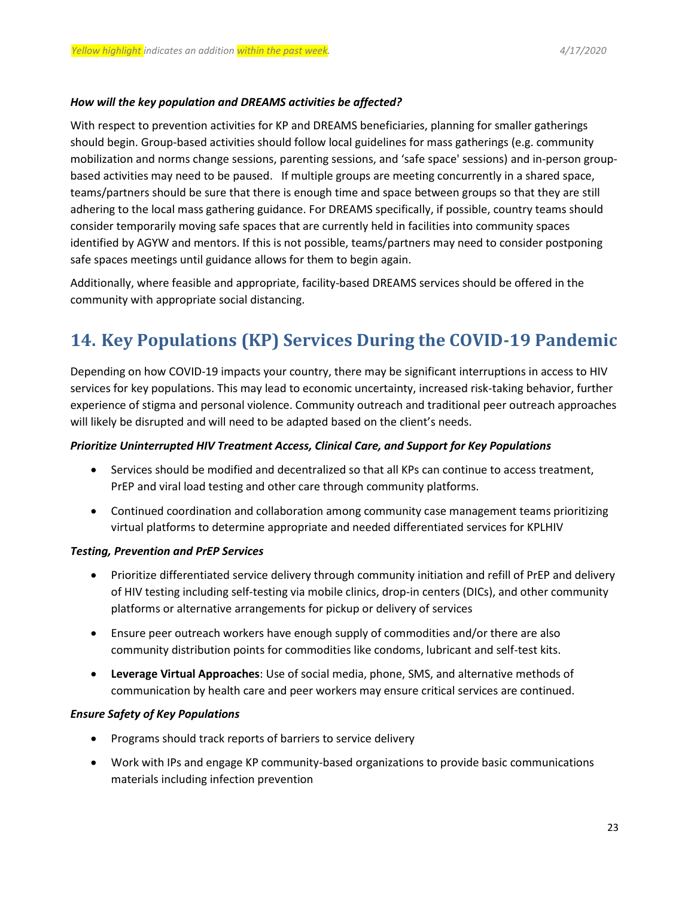***How will the key population and DREAMS activities be affected?***

With respect to prevention activities for KP and DREAMS beneficiaries, planning for smaller gatherings should begin. Group-based activities should follow local guidelines for mass gatherings (e.g. community mobilization and norms change sessions, parenting sessions, and 'safe space' sessions) and in-person group-based activities may need to be paused. If multiple groups are meeting concurrently in a shared space, teams/partners should be sure that there is enough time and space between groups so that they are still adhering to the local mass gathering guidance. For DREAMS specifically, if possible, country teams should consider temporarily moving safe spaces that are currently held in facilities into community spaces identified by AGYW and mentors. If this is not possible, teams/partners may need to consider postponing safe spaces meetings until guidance allows for them to begin again.

Additionally, where feasible and appropriate, facility-based DREAMS services should be offered in the community with appropriate social distancing.

## 14. Key Populations (KP) Services During the COVID-19 Pandemic

Depending on how COVID-19 impacts your country, there may be significant interruptions in access to HIV services for key populations. This may lead to economic uncertainty, increased risk-taking behavior, further experience of stigma and personal violence. Community outreach and traditional peer outreach approaches will likely be disrupted and will need to be adapted based on the client's needs.

***Prioritize Uninterrupted HIV Treatment Access, Clinical Care, and Support for Key Populations***

- Services should be modified and decentralized so that all KPs can continue to access treatment, PrEP and viral load testing and other care through community platforms.
- Continued coordination and collaboration among community case management teams prioritizing virtual platforms to determine appropriate and needed differentiated services for KPLHIV

***Testing, Prevention and PrEP Services***

- Prioritize differentiated service delivery through community initiation and refill of PrEP and delivery of HIV testing including self-testing via mobile clinics, drop-in centers (DICs), and other community platforms or alternative arrangements for pickup or delivery of services
- Ensure peer outreach workers have enough supply of commodities and/or there are also community distribution points for commodities like condoms, lubricant and self-test kits.
- **Leverage Virtual Approaches**: Use of social media, phone, SMS, and alternative methods of communication by health care and peer workers may ensure critical services are continued.

***Ensure Safety of Key Populations***

- Programs should track reports of barriers to service delivery
- Work with IPs and engage KP community-based organizations to provide basic communications materials including infection prevention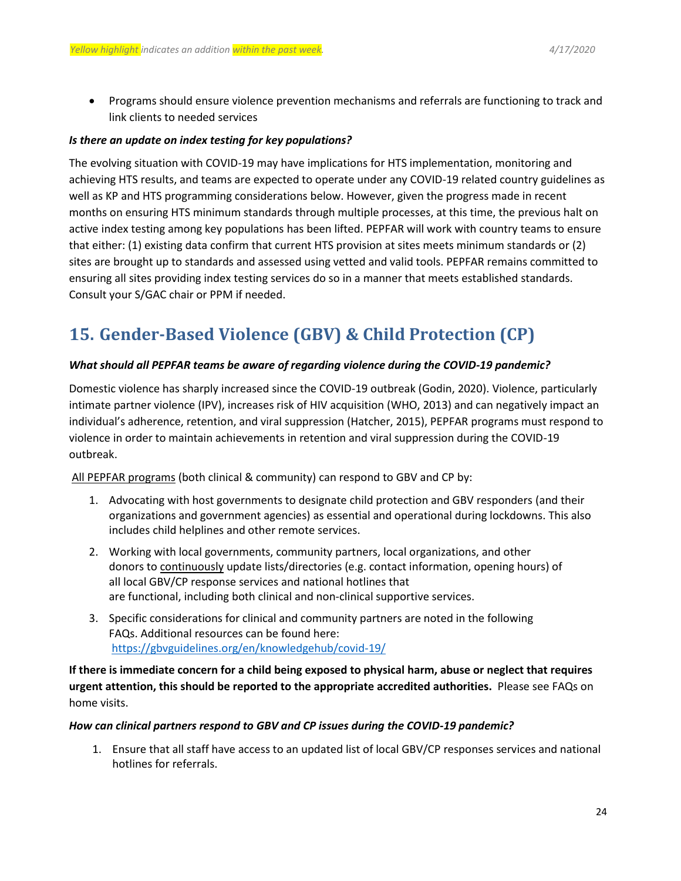- Programs should ensure violence prevention mechanisms and referrals are functioning to track and link clients to needed services

***Is there an update on index testing for key populations?***

The evolving situation with COVID-19 may have implications for HTS implementation, monitoring and achieving HTS results, and teams are expected to operate under any COVID-19 related country guidelines as well as KP and HTS programming considerations below. However, given the progress made in recent months on ensuring HTS minimum standards through multiple processes, at this time, the previous halt on active index testing among key populations has been lifted. PEPFAR will work with country teams to ensure that either: (1) existing data confirm that current HTS provision at sites meets minimum standards or (2) sites are brought up to standards and assessed using vetted and valid tools. PEPFAR remains committed to ensuring all sites providing index testing services do so in a manner that meets established standards. Consult your S/GAC chair or PPM if needed.

## 15. Gender-Based Violence (GBV) & Child Protection (CP)

***What should all PEPFAR teams be aware of regarding violence during the COVID-19 pandemic?***

Domestic violence has sharply increased since the COVID-19 outbreak (Godin, 2020). Violence, particularly intimate partner violence (IPV), increases risk of HIV acquisition (WHO, 2013) and can negatively impact an individual's adherence, retention, and viral suppression (Hatcher, 2015), PEPFAR programs must respond to violence in order to maintain achievements in retention and viral suppression during the COVID-19 outbreak.

All PEPFAR programs (both clinical & community) can respond to GBV and CP by:

1. Advocating with host governments to designate child protection and GBV responders (and their organizations and government agencies) as essential and operational during lockdowns. This also includes child helplines and other remote services.
2. Working with local governments, community partners, local organizations, and other donors to continuously update lists/directories (e.g. contact information, opening hours) of all local GBV/CP response services and national hotlines that are functional, including both clinical and non-clinical supportive services.
3. Specific considerations for clinical and community partners are noted in the following FAQs. Additional resources can be found here: https://gbvguidelines.org/en/knowledgehub/covid-19/

**If there is immediate concern for a child being exposed to physical harm, abuse or neglect that requires urgent attention, this should be reported to the appropriate accredited authorities.** Please see FAQs on home visits.

***How can clinical partners respond to GBV and CP issues during the COVID-19 pandemic?***

1. Ensure that all staff have access to an updated list of local GBV/CP responses services and national hotlines for referrals.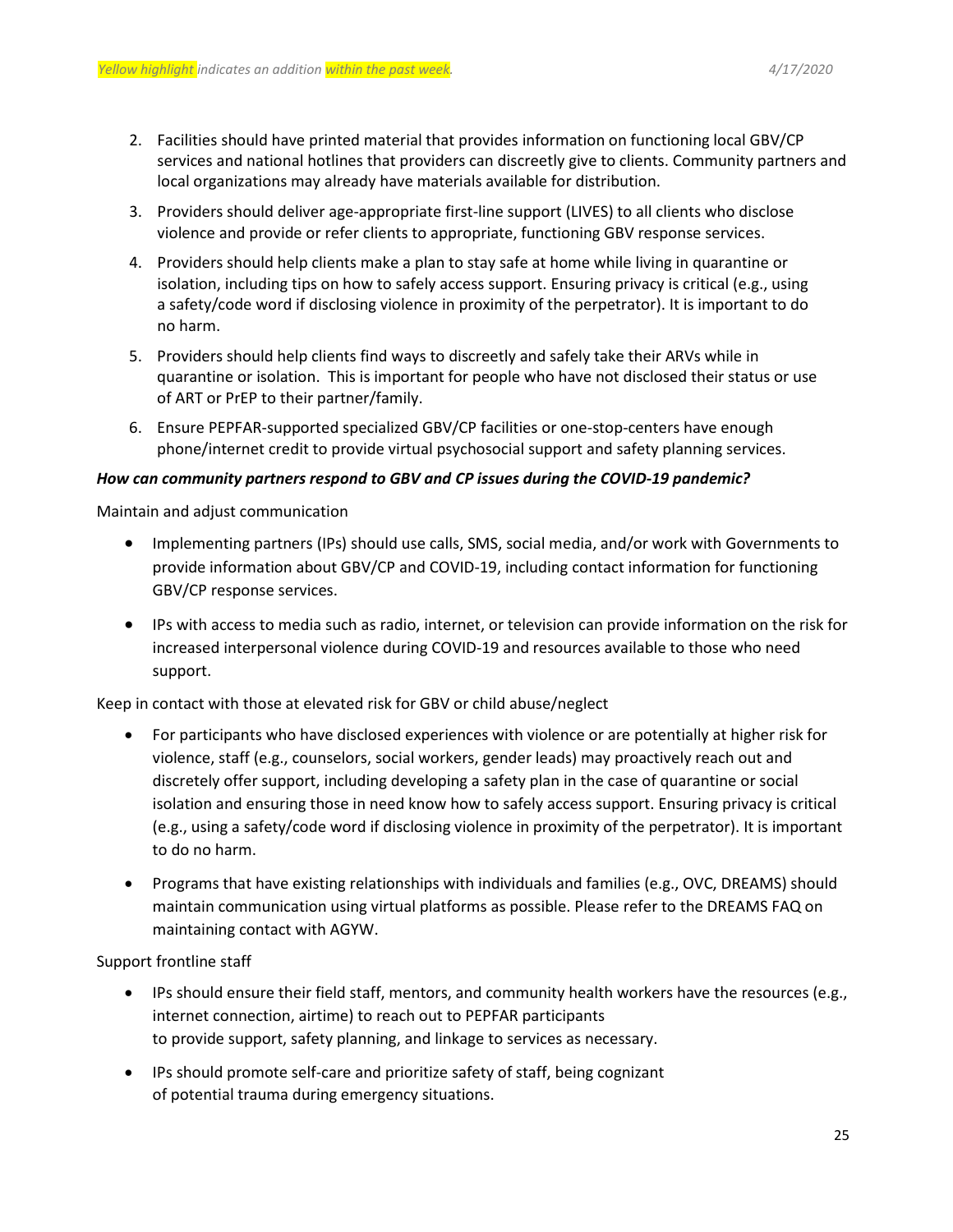2. Facilities should have printed material that provides information on functioning local GBV/CP services and national hotlines that providers can discreetly give to clients. Community partners and local organizations may already have materials available for distribution.
3. Providers should deliver age-appropriate first-line support (LIVES) to all clients who disclose violence and provide or refer clients to appropriate, functioning GBV response services.
4. Providers should help clients make a plan to stay safe at home while living in quarantine or isolation, including tips on how to safely access support. Ensuring privacy is critical (e.g., using a safety/code word if disclosing violence in proximity of the perpetrator). It is important to do no harm.
5. Providers should help clients find ways to discreetly and safely take their ARVs while in quarantine or isolation. This is important for people who have not disclosed their status or use of ART or PrEP to their partner/family.
6. Ensure PEPFAR-supported specialized GBV/CP facilities or one-stop-centers have enough phone/internet credit to provide virtual psychosocial support and safety planning services.

***How can community partners respond to GBV and CP issues during the COVID-19 pandemic?***

Maintain and adjust communication

- Implementing partners (IPs) should use calls, SMS, social media, and/or work with Governments to provide information about GBV/CP and COVID-19, including contact information for functioning GBV/CP response services.
- IPs with access to media such as radio, internet, or television can provide information on the risk for increased interpersonal violence during COVID-19 and resources available to those who need support.

Keep in contact with those at elevated risk for GBV or child abuse/neglect

- For participants who have disclosed experiences with violence or are potentially at higher risk for violence, staff (e.g., counselors, social workers, gender leads) may proactively reach out and discretely offer support, including developing a safety plan in the case of quarantine or social isolation and ensuring those in need know how to safely access support. Ensuring privacy is critical (e.g., using a safety/code word if disclosing violence in proximity of the perpetrator). It is important to do no harm.
- Programs that have existing relationships with individuals and families (e.g., OVC, DREAMS) should maintain communication using virtual platforms as possible. Please refer to the DREAMS FAQ on maintaining contact with AGYW.

Support frontline staff

- IPs should ensure their field staff, mentors, and community health workers have the resources (e.g., internet connection, airtime) to reach out to PEPFAR participants to provide support, safety planning, and linkage to services as necessary.
- IPs should promote self-care and prioritize safety of staff, being cognizant of potential trauma during emergency situations.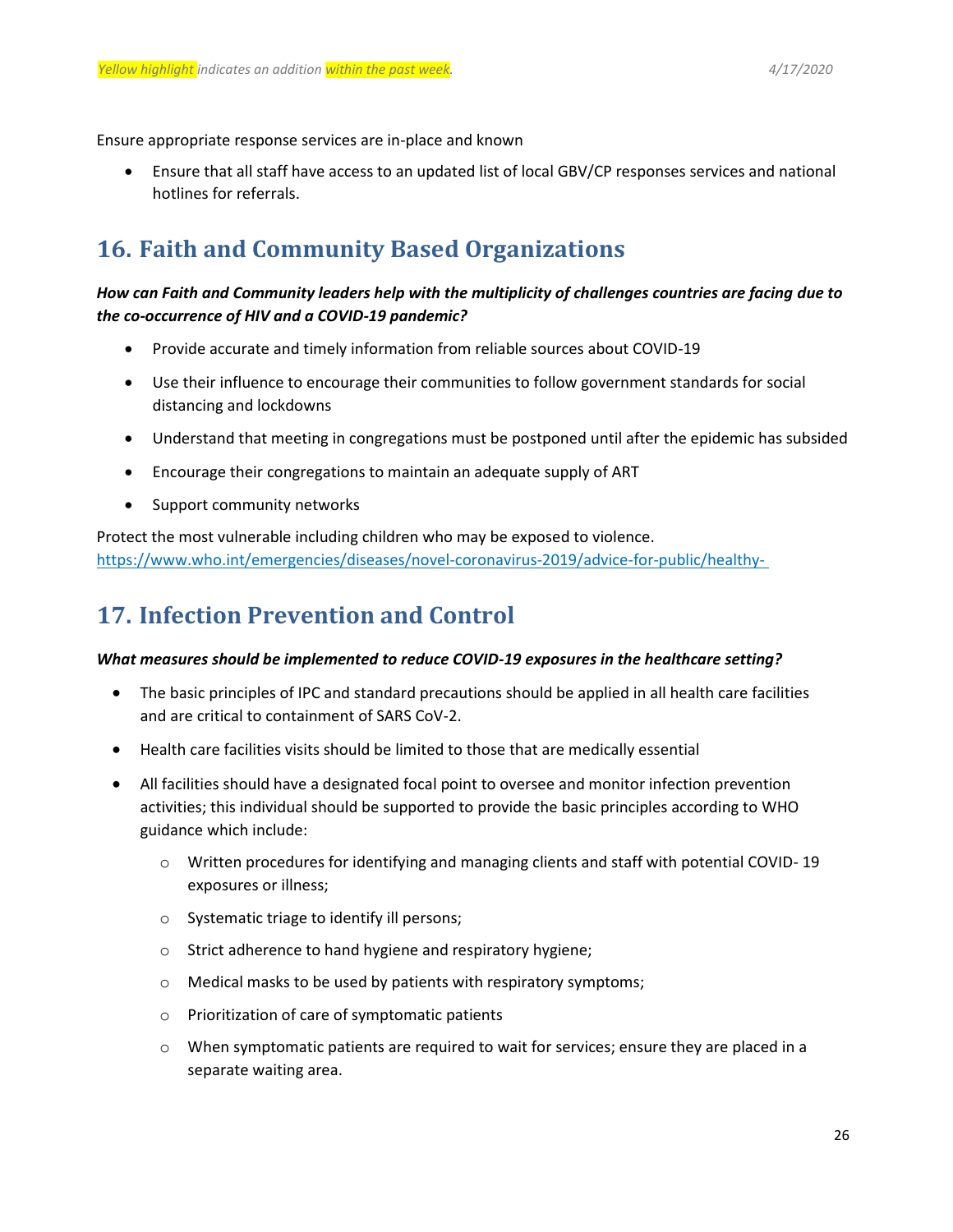Ensure appropriate response services are in-place and known

- Ensure that all staff have access to an updated list of local GBV/CP responses services and national hotlines for referrals.

## 16. Faith and Community Based Organizations

***How can Faith and Community leaders help with the multiplicity of challenges countries are facing due to the co-occurrence of HIV and a COVID-19 pandemic?***

- Provide accurate and timely information from reliable sources about COVID-19
- Use their influence to encourage their communities to follow government standards for social distancing and lockdowns
- Understand that meeting in congregations must be postponed until after the epidemic has subsided
- Encourage their congregations to maintain an adequate supply of ART
- Support community networks

Protect the most vulnerable including children who may be exposed to violence.
https://www.who.int/emergencies/diseases/novel-coronavirus-2019/advice-for-public/healthy-

## 17. Infection Prevention and Control

***What measures should be implemented to reduce COVID-19 exposures in the healthcare setting?***

- The basic principles of IPC and standard precautions should be applied in all health care facilities and are critical to containment of SARS CoV-2.
- Health care facilities visits should be limited to those that are medically essential
- All facilities should have a designated focal point to oversee and monitor infection prevention activities; this individual should be supported to provide the basic principles according to WHO guidance which include:
    - Written procedures for identifying and managing clients and staff with potential COVID- 19 exposures or illness;
    - Systematic triage to identify ill persons;
    - Strict adherence to hand hygiene and respiratory hygiene;
    - Medical masks to be used by patients with respiratory symptoms;
    - Prioritization of care of symptomatic patients
    - When symptomatic patients are required to wait for services; ensure they are placed in a separate waiting area.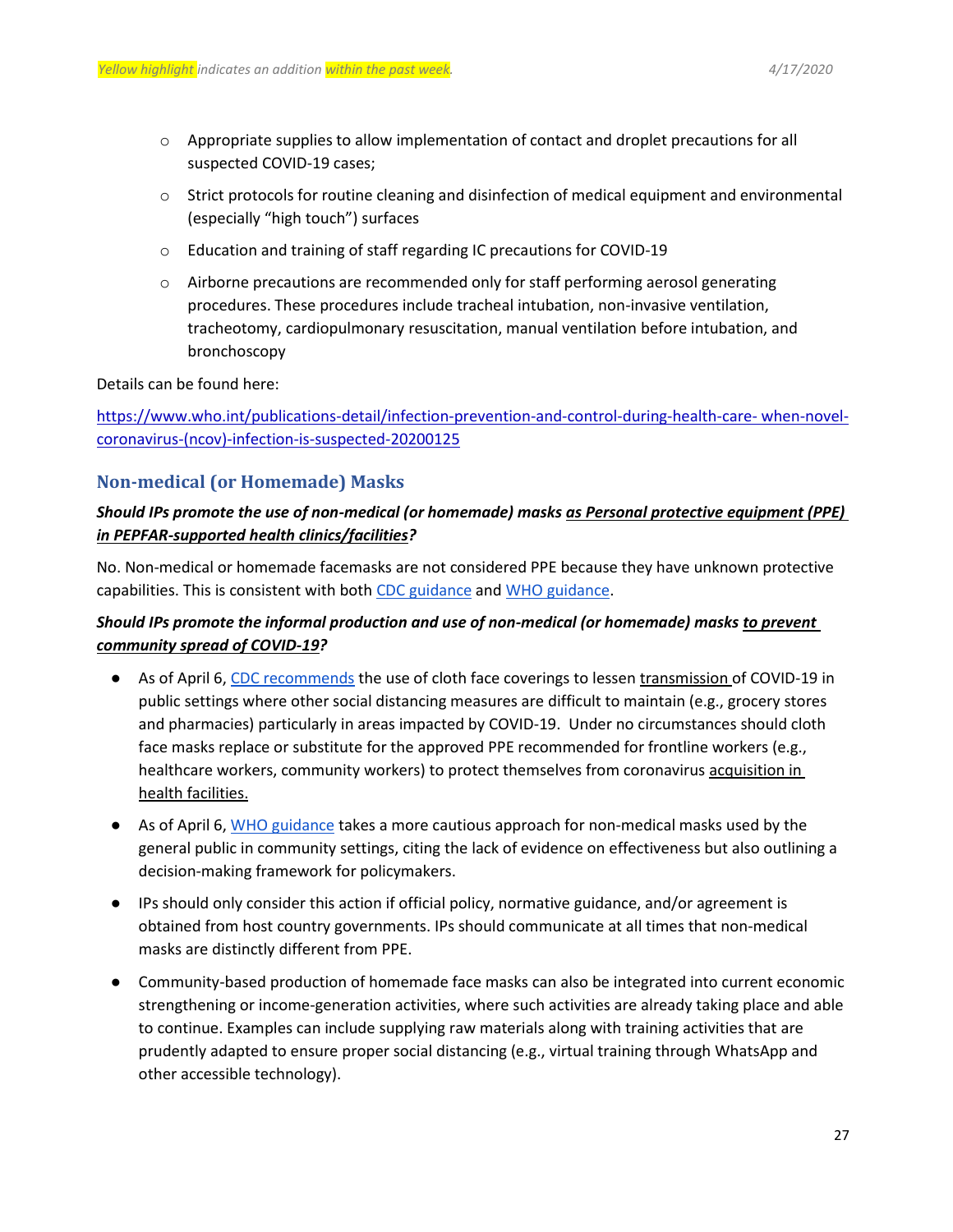- Appropriate supplies to allow implementation of contact and droplet precautions for all suspected COVID-19 cases;
- Strict protocols for routine cleaning and disinfection of medical equipment and environmental (especially "high touch") surfaces
- Education and training of staff regarding IC precautions for COVID-19
- Airborne precautions are recommended only for staff performing aerosol generating procedures. These procedures include tracheal intubation, non-invasive ventilation, tracheotomy, cardiopulmonary resuscitation, manual ventilation before intubation, and bronchoscopy

Details can be found here:

https://www.who.int/publications-detail/infection-prevention-and-control-during-health-care- when-novel-coronavirus-(ncov)-infection-is-suspected-20200125

## Non-medical (or Homemade) Masks

***Should IPs promote the use of non-medical (or homemade) masks <u>as Personal protective equipment (PPE) in PEPFAR-supported health clinics/facilities</u>?***

No. Non-medical or homemade facemasks are not considered PPE because they have unknown protective capabilities. This is consistent with both CDC guidance and WHO guidance.

***Should IPs promote the informal production and use of non-medical (or homemade) masks <u>to prevent community spread of COVID-19</u>?***

- As of April 6, CDC recommends the use of cloth face coverings to lessen <u>transmission</u> of COVID-19 in public settings where other social distancing measures are difficult to maintain (e.g., grocery stores and pharmacies) particularly in areas impacted by COVID-19. Under no circumstances should cloth face masks replace or substitute for the approved PPE recommended for frontline workers (e.g., healthcare workers, community workers) to protect themselves from coronavirus <u>acquisition in health facilities.</u>
- As of April 6, WHO guidance takes a more cautious approach for non-medical masks used by the general public in community settings, citing the lack of evidence on effectiveness but also outlining a decision-making framework for policymakers.
- IPs should only consider this action if official policy, normative guidance, and/or agreement is obtained from host country governments. IPs should communicate at all times that non-medical masks are distinctly different from PPE.
- Community-based production of homemade face masks can also be integrated into current economic strengthening or income-generation activities, where such activities are already taking place and able to continue. Examples can include supplying raw materials along with training activities that are prudently adapted to ensure proper social distancing (e.g., virtual training through WhatsApp and other accessible technology).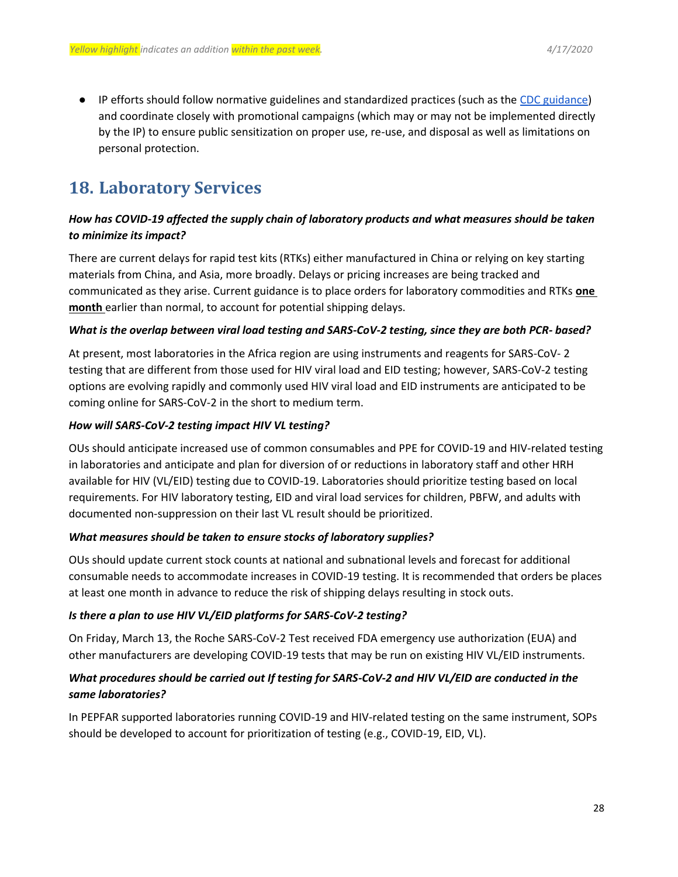- IP efforts should follow normative guidelines and standardized practices (such as the CDC guidance) and coordinate closely with promotional campaigns (which may or may not be implemented directly by the IP) to ensure public sensitization on proper use, re-use, and disposal as well as limitations on personal protection.

## 18. Laboratory Services

***How has COVID-19 affected the supply chain of laboratory products and what measures should be taken to minimize its impact?***

There are current delays for rapid test kits (RTKs) either manufactured in China or relying on key starting materials from China, and Asia, more broadly. Delays or pricing increases are being tracked and communicated as they arise. Current guidance is to place orders for laboratory commodities and RTKs **one month** earlier than normal, to account for potential shipping delays.

***What is the overlap between viral load testing and SARS-CoV-2 testing, since they are both PCR- based?***

At present, most laboratories in the Africa region are using instruments and reagents for SARS-CoV- 2 testing that are different from those used for HIV viral load and EID testing; however, SARS-CoV-2 testing options are evolving rapidly and commonly used HIV viral load and EID instruments are anticipated to be coming online for SARS-CoV-2 in the short to medium term.

***How will SARS-CoV-2 testing impact HIV VL testing?***

OUs should anticipate increased use of common consumables and PPE for COVID-19 and HIV-related testing in laboratories and anticipate and plan for diversion of or reductions in laboratory staff and other HRH available for HIV (VL/EID) testing due to COVID-19. Laboratories should prioritize testing based on local requirements. For HIV laboratory testing, EID and viral load services for children, PBFW, and adults with documented non-suppression on their last VL result should be prioritized.

***What measures should be taken to ensure stocks of laboratory supplies?***

OUs should update current stock counts at national and subnational levels and forecast for additional consumable needs to accommodate increases in COVID-19 testing. It is recommended that orders be places at least one month in advance to reduce the risk of shipping delays resulting in stock outs.

***Is there a plan to use HIV VL/EID platforms for SARS-CoV-2 testing?***

On Friday, March 13, the Roche SARS-CoV-2 Test received FDA emergency use authorization (EUA) and other manufacturers are developing COVID-19 tests that may be run on existing HIV VL/EID instruments.

***What procedures should be carried out If testing for SARS-CoV-2 and HIV VL/EID are conducted in the same laboratories?***

In PEPFAR supported laboratories running COVID-19 and HIV-related testing on the same instrument, SOPs should be developed to account for prioritization of testing (e.g., COVID-19, EID, VL).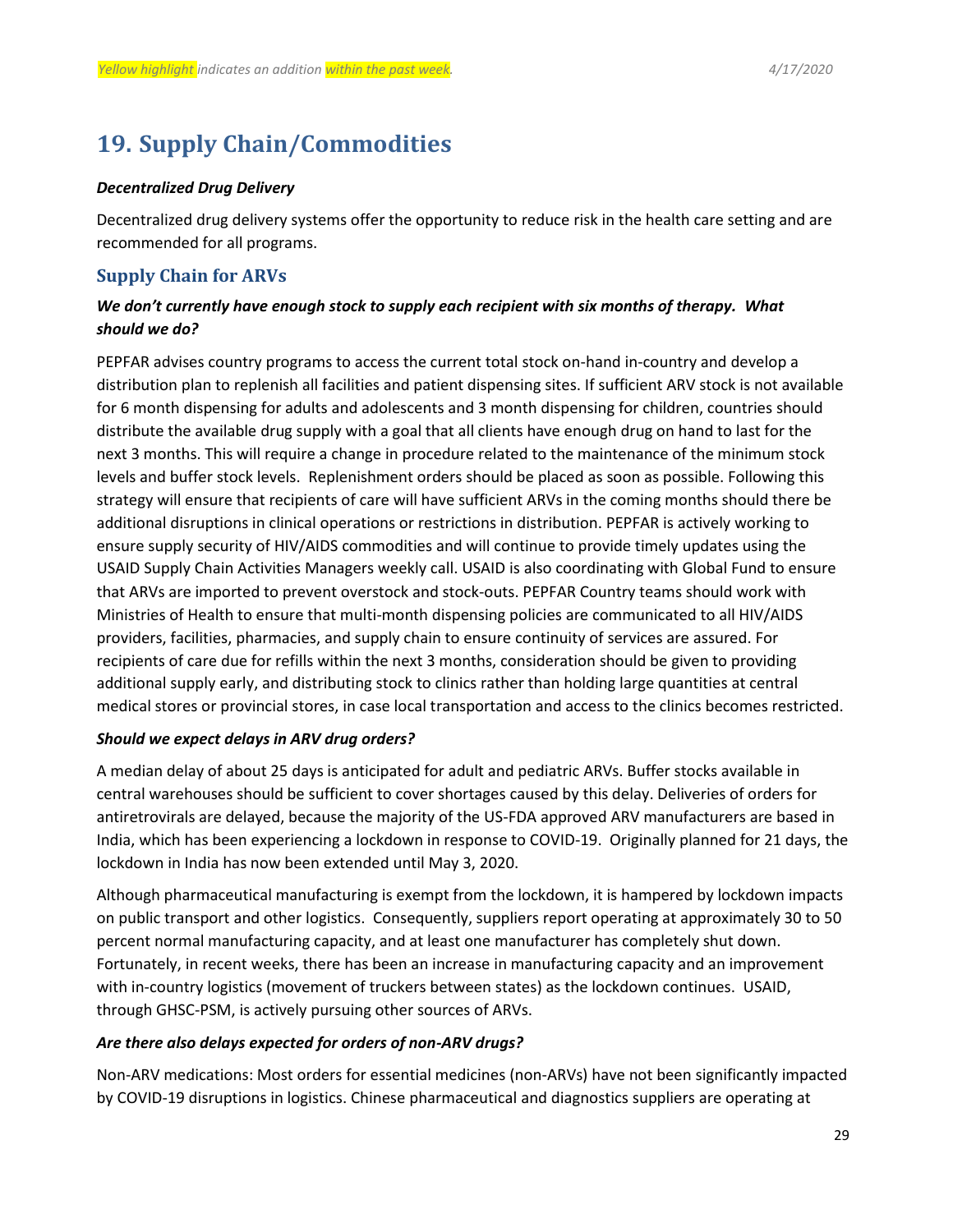## 19. Supply Chain/Commodities

***Decentralized Drug Delivery***

Decentralized drug delivery systems offer the opportunity to reduce risk in the health care setting and are recommended for all programs.

### Supply Chain for ARVs

***We don't currently have enough stock to supply each recipient with six months of therapy. What should we do?***

PEPFAR advises country programs to access the current total stock on-hand in-country and develop a distribution plan to replenish all facilities and patient dispensing sites. If sufficient ARV stock is not available for 6 month dispensing for adults and adolescents and 3 month dispensing for children, countries should distribute the available drug supply with a goal that all clients have enough drug on hand to last for the next 3 months. This will require a change in procedure related to the maintenance of the minimum stock levels and buffer stock levels. Replenishment orders should be placed as soon as possible. Following this strategy will ensure that recipients of care will have sufficient ARVs in the coming months should there be additional disruptions in clinical operations or restrictions in distribution. PEPFAR is actively working to ensure supply security of HIV/AIDS commodities and will continue to provide timely updates using the USAID Supply Chain Activities Managers weekly call. USAID is also coordinating with Global Fund to ensure that ARVs are imported to prevent overstock and stock-outs. PEPFAR Country teams should work with Ministries of Health to ensure that multi-month dispensing policies are communicated to all HIV/AIDS providers, facilities, pharmacies, and supply chain to ensure continuity of services are assured. For recipients of care due for refills within the next 3 months, consideration should be given to providing additional supply early, and distributing stock to clinics rather than holding large quantities at central medical stores or provincial stores, in case local transportation and access to the clinics becomes restricted.

***Should we expect delays in ARV drug orders?***

A median delay of about 25 days is anticipated for adult and pediatric ARVs. Buffer stocks available in central warehouses should be sufficient to cover shortages caused by this delay. Deliveries of orders for antiretrovirals are delayed, because the majority of the US-FDA approved ARV manufacturers are based in India, which has been experiencing a lockdown in response to COVID-19. Originally planned for 21 days, the lockdown in India has now been extended until May 3, 2020.

Although pharmaceutical manufacturing is exempt from the lockdown, it is hampered by lockdown impacts on public transport and other logistics. Consequently, suppliers report operating at approximately 30 to 50 percent normal manufacturing capacity, and at least one manufacturer has completely shut down. Fortunately, in recent weeks, there has been an increase in manufacturing capacity and an improvement with in-country logistics (movement of truckers between states) as the lockdown continues. USAID, through GHSC-PSM, is actively pursuing other sources of ARVs.

***Are there also delays expected for orders of non-ARV drugs?***

Non-ARV medications: Most orders for essential medicines (non-ARVs) have not been significantly impacted by COVID-19 disruptions in logistics. Chinese pharmaceutical and diagnostics suppliers are operating at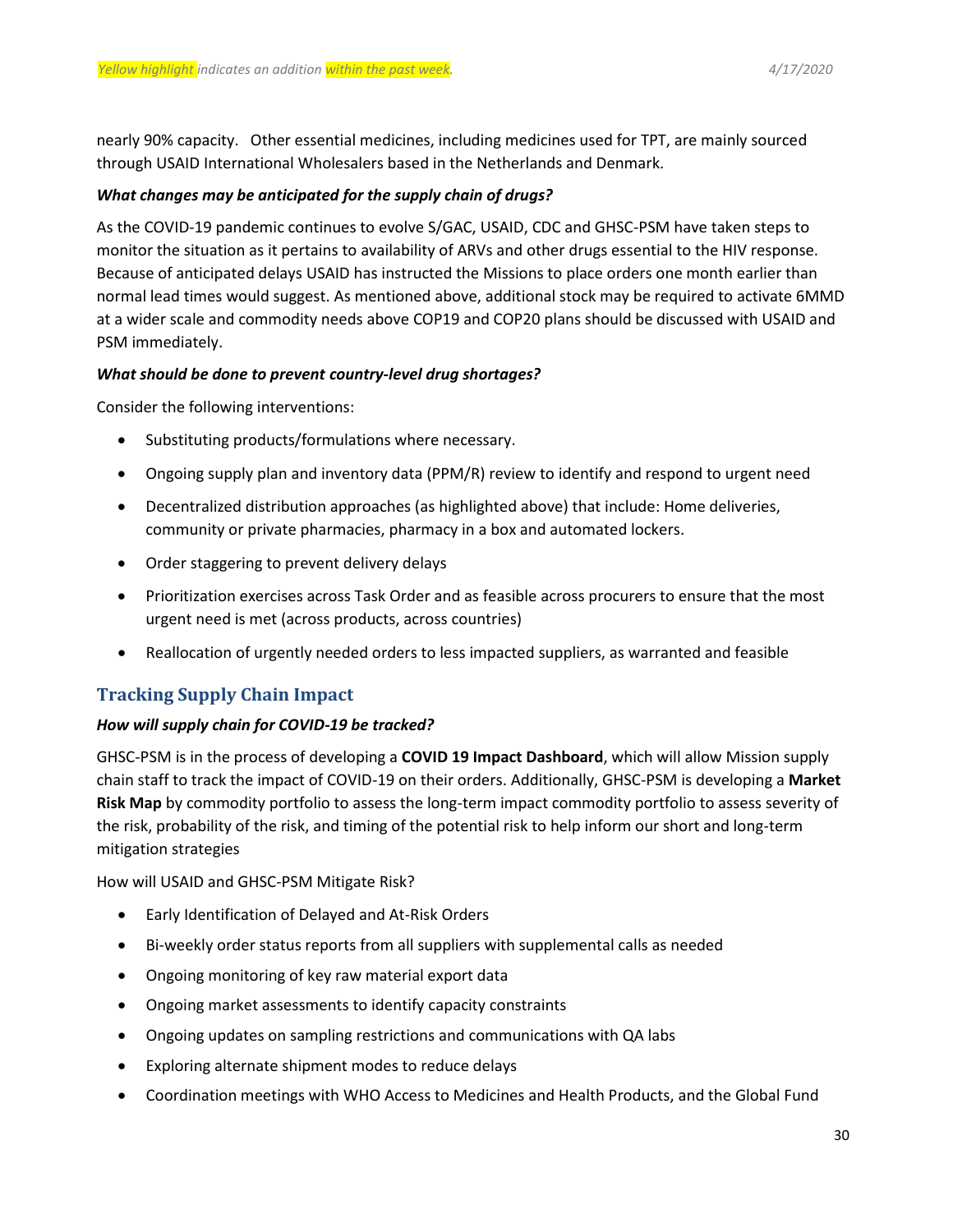nearly 90% capacity. Other essential medicines, including medicines used for TPT, are mainly sourced through USAID International Wholesalers based in the Netherlands and Denmark.

***What changes may be anticipated for the supply chain of drugs?***

As the COVID-19 pandemic continues to evolve S/GAC, USAID, CDC and GHSC-PSM have taken steps to monitor the situation as it pertains to availability of ARVs and other drugs essential to the HIV response. Because of anticipated delays USAID has instructed the Missions to place orders one month earlier than normal lead times would suggest. As mentioned above, additional stock may be required to activate 6MMD at a wider scale and commodity needs above COP19 and COP20 plans should be discussed with USAID and PSM immediately.

***What should be done to prevent country-level drug shortages?***

Consider the following interventions:

- Substituting products/formulations where necessary.
- Ongoing supply plan and inventory data (PPM/R) review to identify and respond to urgent need
- Decentralized distribution approaches (as highlighted above) that include: Home deliveries, community or private pharmacies, pharmacy in a box and automated lockers.
- Order staggering to prevent delivery delays
- Prioritization exercises across Task Order and as feasible across procurers to ensure that the most urgent need is met (across products, across countries)
- Reallocation of urgently needed orders to less impacted suppliers, as warranted and feasible

## Tracking Supply Chain Impact

***How will supply chain for COVID-19 be tracked?***

GHSC-PSM is in the process of developing a **COVID 19 Impact Dashboard**, which will allow Mission supply chain staff to track the impact of COVID-19 on their orders. Additionally, GHSC-PSM is developing a **Market Risk Map** by commodity portfolio to assess the long-term impact commodity portfolio to assess severity of the risk, probability of the risk, and timing of the potential risk to help inform our short and long-term mitigation strategies

How will USAID and GHSC-PSM Mitigate Risk?

- Early Identification of Delayed and At-Risk Orders
- Bi-weekly order status reports from all suppliers with supplemental calls as needed
- Ongoing monitoring of key raw material export data
- Ongoing market assessments to identify capacity constraints
- Ongoing updates on sampling restrictions and communications with QA labs
- Exploring alternate shipment modes to reduce delays
- Coordination meetings with WHO Access to Medicines and Health Products, and the Global Fund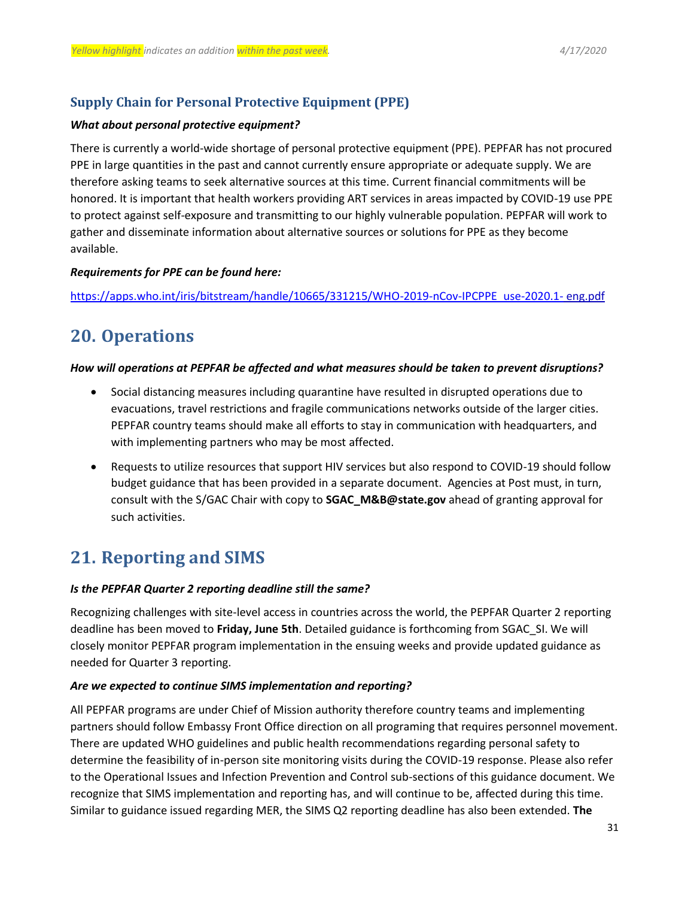### Supply Chain for Personal Protective Equipment (PPE)

***What about personal protective equipment?***

There is currently a world-wide shortage of personal protective equipment (PPE). PEPFAR has not procured PPE in large quantities in the past and cannot currently ensure appropriate or adequate supply. We are therefore asking teams to seek alternative sources at this time. Current financial commitments will be honored. It is important that health workers providing ART services in areas impacted by COVID-19 use PPE to protect against self-exposure and transmitting to our highly vulnerable population. PEPFAR will work to gather and disseminate information about alternative sources or solutions for PPE as they become available.

***Requirements for PPE can be found here:***

https://apps.who.int/iris/bitstream/handle/10665/331215/WHO-2019-nCov-IPCPPE_use-2020.1- eng.pdf

## 20. Operations

***How will operations at PEPFAR be affected and what measures should be taken to prevent disruptions?***

- Social distancing measures including quarantine have resulted in disrupted operations due to evacuations, travel restrictions and fragile communications networks outside of the larger cities. PEPFAR country teams should make all efforts to stay in communication with headquarters, and with implementing partners who may be most affected.
- Requests to utilize resources that support HIV services but also respond to COVID-19 should follow budget guidance that has been provided in a separate document. Agencies at Post must, in turn, consult with the S/GAC Chair with copy to **SGAC_M&B@state.gov** ahead of granting approval for such activities.

## 21. Reporting and SIMS

***Is the PEPFAR Quarter 2 reporting deadline still the same?***

Recognizing challenges with site-level access in countries across the world, the PEPFAR Quarter 2 reporting deadline has been moved to **Friday, June 5th**. Detailed guidance is forthcoming from SGAC_SI. We will closely monitor PEPFAR program implementation in the ensuing weeks and provide updated guidance as needed for Quarter 3 reporting.

***Are we expected to continue SIMS implementation and reporting?***

All PEPFAR programs are under Chief of Mission authority therefore country teams and implementing partners should follow Embassy Front Office direction on all programing that requires personnel movement. There are updated WHO guidelines and public health recommendations regarding personal safety to determine the feasibility of in-person site monitoring visits during the COVID-19 response. Please also refer to the Operational Issues and Infection Prevention and Control sub-sections of this guidance document. We recognize that SIMS implementation and reporting has, and will continue to be, affected during this time. Similar to guidance issued regarding MER, the SIMS Q2 reporting deadline has also been extended. **The**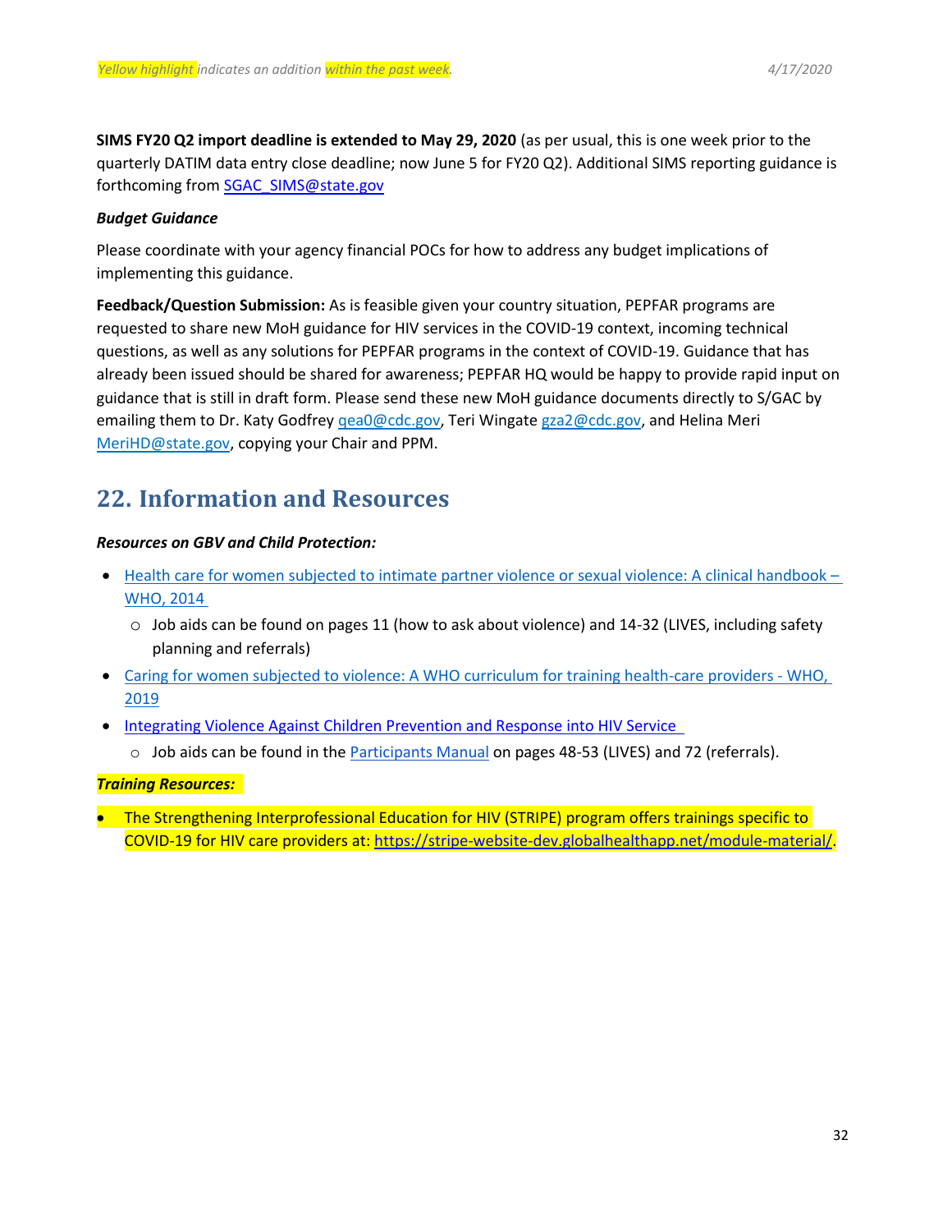**SIMS FY20 Q2 import deadline is extended to May 29, 2020** (as per usual, this is one week prior to the quarterly DATIM data entry close deadline; now June 5 for FY20 Q2). Additional SIMS reporting guidance is forthcoming from SGAC_SIMS@state.gov

***Budget Guidance***

Please coordinate with your agency financial POCs for how to address any budget implications of implementing this guidance.

**Feedback/Question Submission:** As is feasible given your country situation, PEPFAR programs are requested to share new MoH guidance for HIV services in the COVID-19 context, incoming technical questions, as well as any solutions for PEPFAR programs in the context of COVID-19. Guidance that has already been issued should be shared for awareness; PEPFAR HQ would be happy to provide rapid input on guidance that is still in draft form. Please send these new MoH guidance documents directly to S/GAC by emailing them to Dr. Katy Godfrey qea0@cdc.gov, Teri Wingate gza2@cdc.gov, and Helina Meri MeriHD@state.gov, copying your Chair and PPM.

## 22. Information and Resources

***Resources on GBV and Child Protection:***

- Health care for women subjected to intimate partner violence or sexual violence: A clinical handbook – WHO, 2014
  - Job aids can be found on pages 11 (how to ask about violence) and 14-32 (LIVES, including safety planning and referrals)
- Caring for women subjected to violence: A WHO curriculum for training health-care providers - WHO, 2019
- Integrating Violence Against Children Prevention and Response into HIV Service
  - Job aids can be found in the Participants Manual on pages 48-53 (LIVES) and 72 (referrals).

***Training Resources:***

- The Strengthening Interprofessional Education for HIV (STRIPE) program offers trainings specific to COVID-19 for HIV care providers at: https://stripe-website-dev.globalhealthapp.net/module-material/.